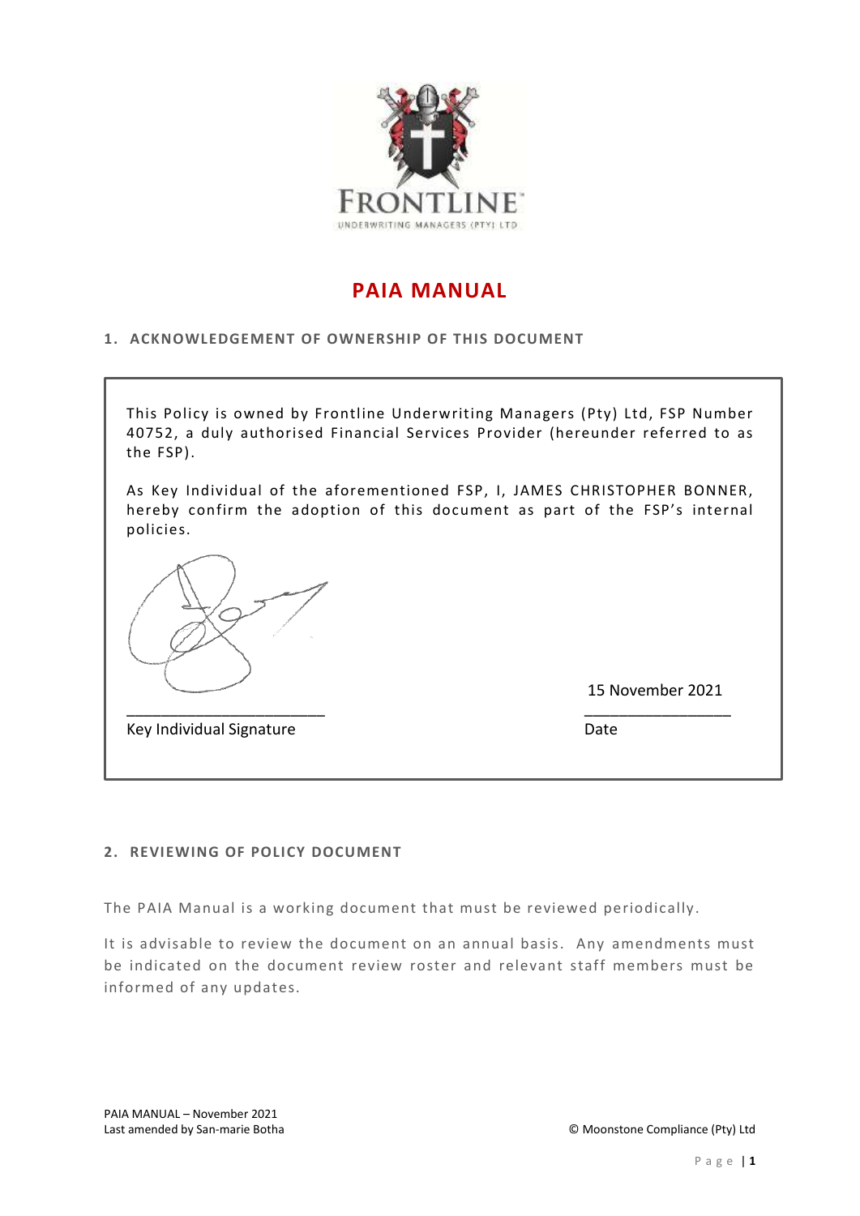FRONTLINE

UNDERWRITING MANAGERS (PTY) LTD

# PAIA MANUAL

## 1. ACKNOWLEDGEMENT OF OWNERSHIP OF THIS DOCUMENT

This Policy is owned by Frontline Underwriting Managers (Pty) Ltd, FSP Number 40752, a duly authorised Financial Services Provider (hereunder referred to as the FSP).

As Key Individual of the aforementioned FSP, I, JAMES CHRISTOPHER BONNER, hereby confirm the adoption of this document as part of the FSP's internal policies.

| ________________________ | 15 November 2021 |
|---|---|
| Key Individual Signature | Date |

## 2. REVIEWING OF POLICY DOCUMENT

The PAIA Manual is a working document that must be reviewed periodically.

It is advisable to review the document on an annual basis. Any amendments must be indicated on the document review roster and relevant staff members must be informed of any updates.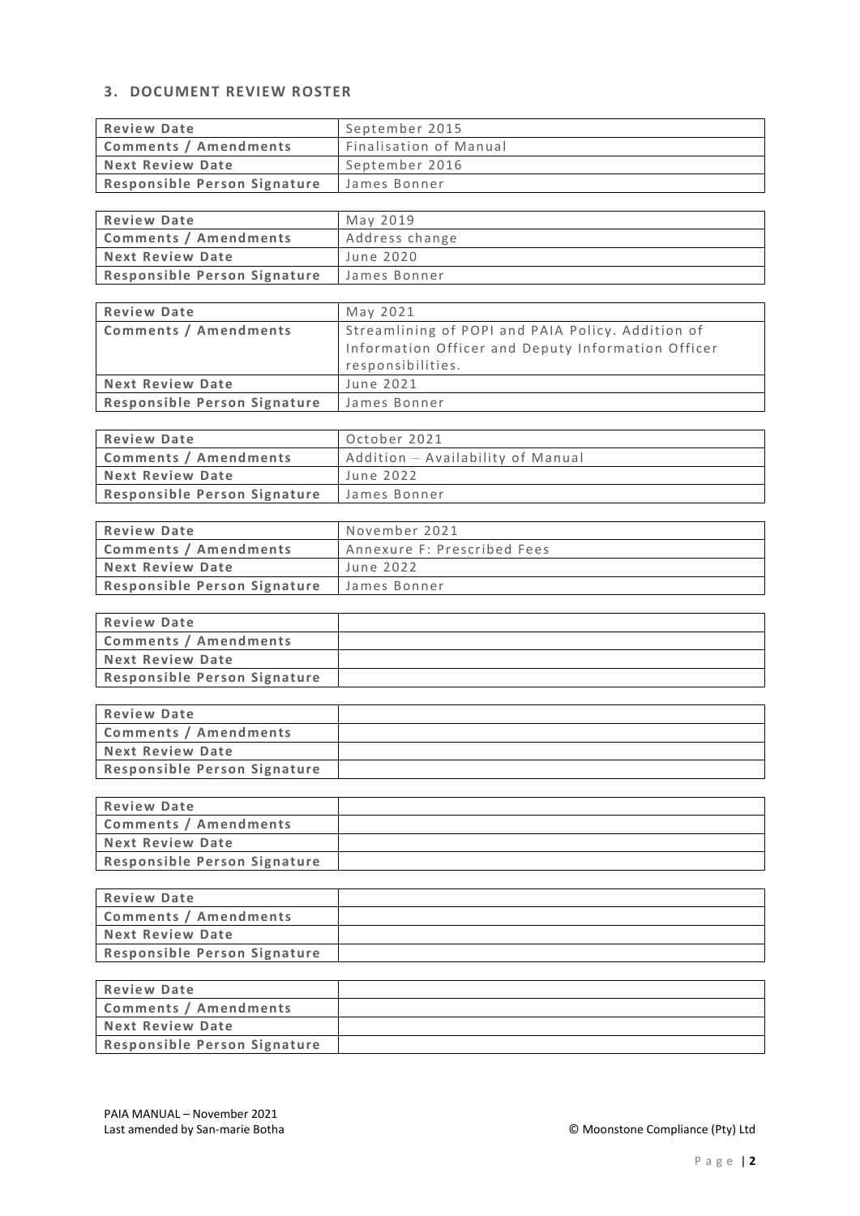### 3. DOCUMENT REVIEW ROSTER

| **Review Date** | September 2015 |
|---|---|
| **Comments / Amendments** | Finalisation of Manual |
| **Next Review Date** | September 2016 |
| **Responsible Person Signature** | James Bonner |

| **Review Date** | May 2019 |
|---|---|
| **Comments / Amendments** | Address change |
| **Next Review Date** | June 2020 |
| **Responsible Person Signature** | James Bonner |

| **Review Date** | May 2021 |
|---|---|
| **Comments / Amendments** | Streamlining of POPI and PAIA Policy. Addition of Information Officer and Deputy Information Officer responsibilities. |
| **Next Review Date** | June 2021 |
| **Responsible Person Signature** | James Bonner |

| **Review Date** | October 2021 |
|---|---|
| **Comments / Amendments** | Addition – Availability of Manual |
| **Next Review Date** | June 2022 |
| **Responsible Person Signature** | James Bonner |

| **Review Date** | November 2021 |
|---|---|
| **Comments / Amendments** | Annexure F: Prescribed Fees |
| **Next Review Date** | June 2022 |
| **Responsible Person Signature** | James Bonner |

| **Review Date** | |
|---|---|
| **Comments / Amendments** | |
| **Next Review Date** | |
| **Responsible Person Signature** | |

| **Review Date** | |
|---|---|
| **Comments / Amendments** | |
| **Next Review Date** | |
| **Responsible Person Signature** | |

| **Review Date** | |
|---|---|
| **Comments / Amendments** | |
| **Next Review Date** | |
| **Responsible Person Signature** | |

| **Review Date** | |
|---|---|
| **Comments / Amendments** | |
| **Next Review Date** | |
| **Responsible Person Signature** | |

| **Review Date** | |
|---|---|
| **Comments / Amendments** | |
| **Next Review Date** | |
| **Responsible Person Signature** | |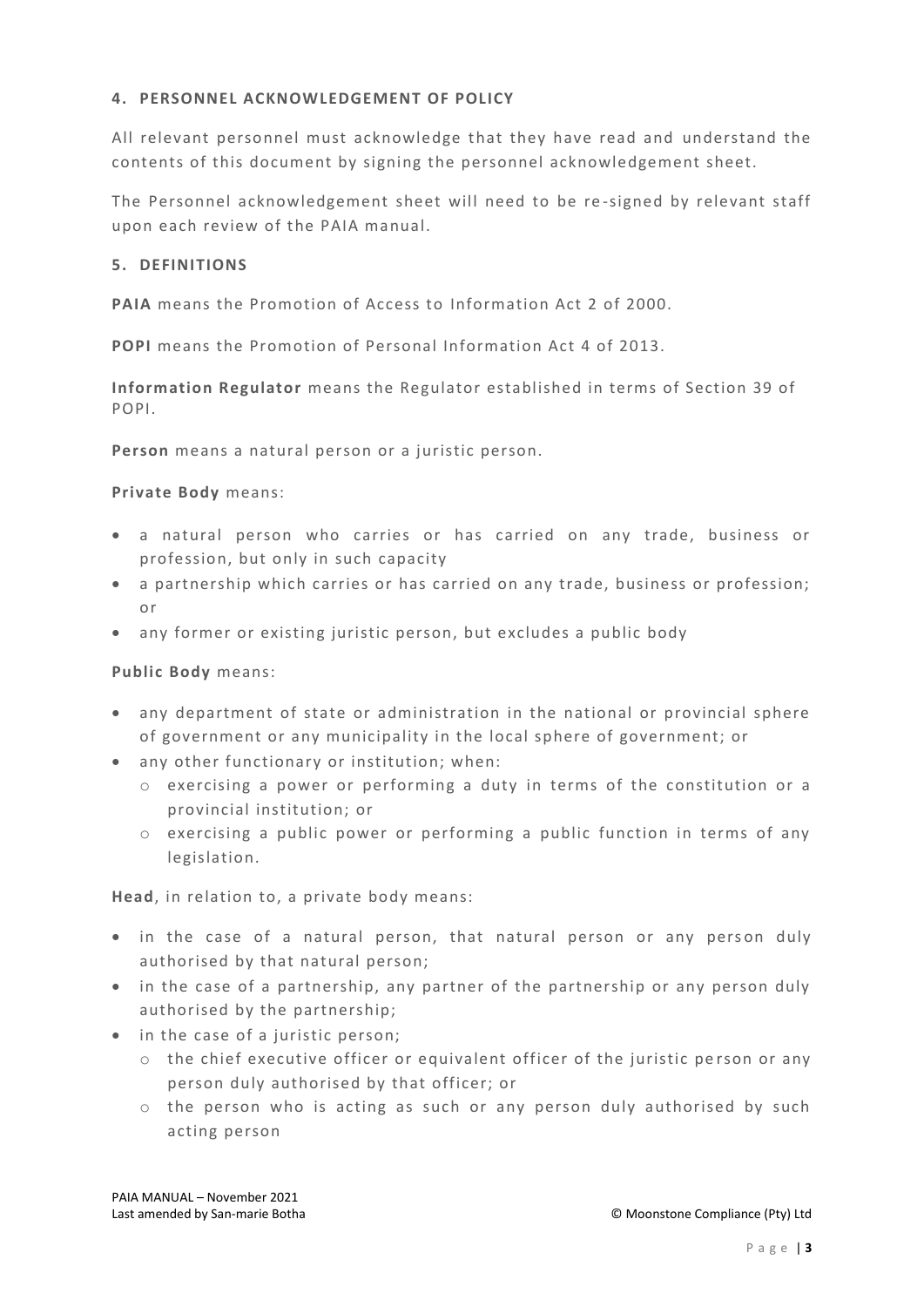## 4. PERSONNEL ACKNOWLEDGEMENT OF POLICY

All relevant personnel must acknowledge that they have read and understand the contents of this document by signing the personnel acknowledgement sheet.

The Personnel acknowledgement sheet will need to be re-signed by relevant staff upon each review of the PAIA manual.

## 5. DEFINITIONS

**PAIA** means the Promotion of Access to Information Act 2 of 2000.

**POPI** means the Promotion of Personal Information Act 4 of 2013.

**Information Regulator** means the Regulator established in terms of Section 39 of POPI.

**Person** means a natural person or a juristic person.

**Private Body** means:

- a natural person who carries or has carried on any trade, business or profession, but only in such capacity
- a partnership which carries or has carried on any trade, business or profession; or
- any former or existing juristic person, but excludes a public body

**Public Body** means:

- any department of state or administration in the national or provincial sphere of government or any municipality in the local sphere of government; or
- any other functionary or institution; when:
  - exercising a power or performing a duty in terms of the constitution or a provincial institution; or
  - exercising a public power or performing a public function in terms of any legislation.

**Head**, in relation to, a private body means:

- in the case of a natural person, that natural person or any person duly authorised by that natural person;
- in the case of a partnership, any partner of the partnership or any person duly authorised by the partnership;
- in the case of a juristic person;
  - the chief executive officer or equivalent officer of the juristic person or any person duly authorised by that officer; or
  - the person who is acting as such or any person duly authorised by such acting person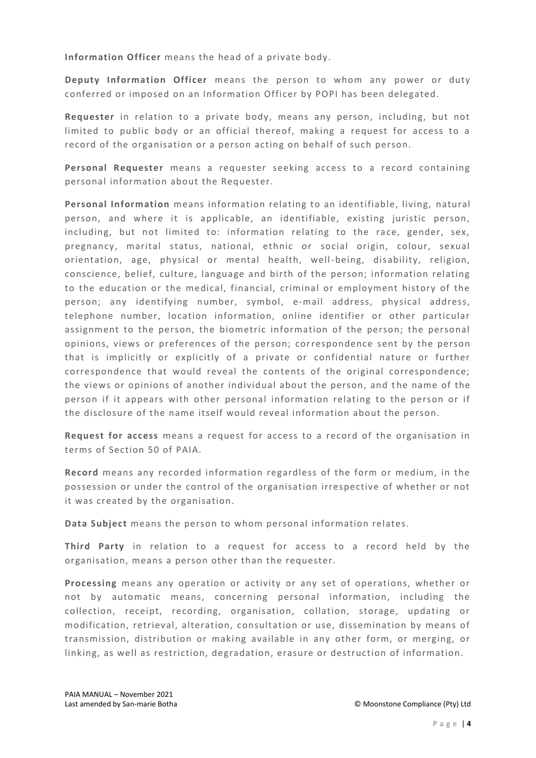**Information Officer** means the head of a private body.

**Deputy Information Officer** means the person to whom any power or duty conferred or imposed on an Information Officer by POPI has been delegated.

**Requester** in relation to a private body, means any person, including, but not limited to public body or an official thereof, making a request for access to a record of the organisation or a person acting on behalf of such person.

**Personal Requester** means a requester seeking access to a record containing personal information about the Requester.

**Personal Information** means information relating to an identifiable, living, natural person, and where it is applicable, an identifiable, existing juristic person, including, but not limited to: information relating to the race, gender, sex, pregnancy, marital status, national, ethnic or social origin, colour, sexual orientation, age, physical or mental health, well-being, disability, religion, conscience, belief, culture, language and birth of the person; information relating to the education or the medical, financial, criminal or employment history of the person; any identifying number, symbol, e-mail address, physical address, telephone number, location information, online identifier or other particular assignment to the person, the biometric information of the person; the personal opinions, views or preferences of the person; correspondence sent by the person that is implicitly or explicitly of a private or confidential nature or further correspondence that would reveal the contents of the original correspondence; the views or opinions of another individual about the person, and the name of the person if it appears with other personal information relating to the person or if the disclosure of the name itself would reveal information about the person.

**Request for access** means a request for access to a record of the organisation in terms of Section 50 of PAIA.

**Record** means any recorded information regardless of the form or medium, in the possession or under the control of the organisation irrespective of whether or not it was created by the organisation.

**Data Subject** means the person to whom personal information relates.

**Third Party** in relation to a request for access to a record held by the organisation, means a person other than the requester.

**Processing** means any operation or activity or any set of operations, whether or not by automatic means, concerning personal information, including the collection, receipt, recording, organisation, collation, storage, updating or modification, retrieval, alteration, consultation or use, dissemination by means of transmission, distribution or making available in any other form, or merging, or linking, as well as restriction, degradation, erasure or destruction of information.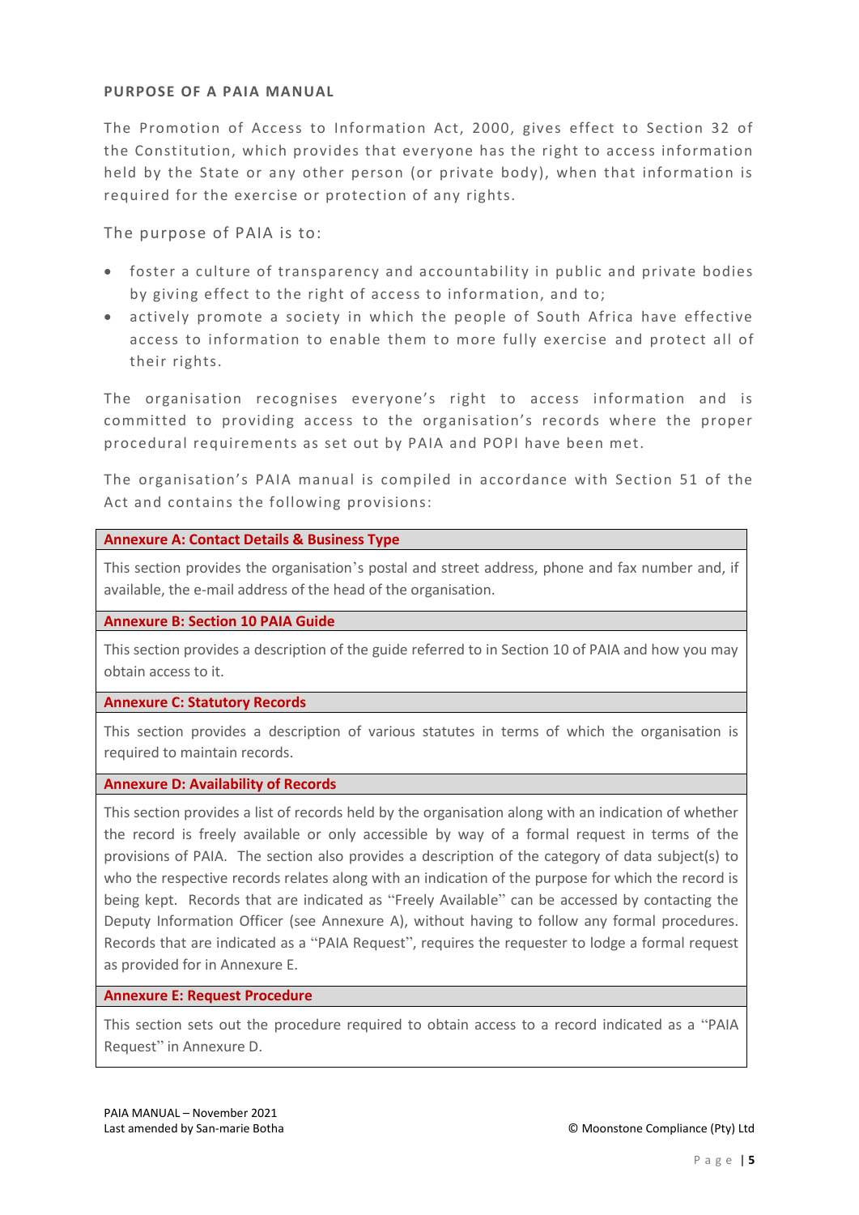## PURPOSE OF A PAIA MANUAL

The Promotion of Access to Information Act, 2000, gives effect to Section 32 of the Constitution, which provides that everyone has the right to access information held by the State or any other person (or private body), when that information is required for the exercise or protection of any rights.

The purpose of PAIA is to:

- foster a culture of transparency and accountability in public and private bodies by giving effect to the right of access to information, and to;
- actively promote a society in which the people of South Africa have effective access to information to enable them to more fully exercise and protect all of their rights.

The organisation recognises everyone's right to access information and is committed to providing access to the organisation's records where the proper procedural requirements as set out by PAIA and POPI have been met.

The organisation's PAIA manual is compiled in accordance with Section 51 of the Act and contains the following provisions:

| **Annexure A: Contact Details & Business Type** |
|---|
| This section provides the organisation's postal and street address, phone and fax number and, if available, the e-mail address of the head of the organisation. |
| **Annexure B: Section 10 PAIA Guide** |
| This section provides a description of the guide referred to in Section 10 of PAIA and how you may obtain access to it. |
| **Annexure C: Statutory Records** |
| This section provides a description of various statutes in terms of which the organisation is required to maintain records. |
| **Annexure D: Availability of Records** |
| This section provides a list of records held by the organisation along with an indication of whether the record is freely available or only accessible by way of a formal request in terms of the provisions of PAIA. The section also provides a description of the category of data subject(s) to who the respective records relates along with an indication of the purpose for which the record is being kept. Records that are indicated as "Freely Available" can be accessed by contacting the Deputy Information Officer (see Annexure A), without having to follow any formal procedures. Records that are indicated as a "PAIA Request", requires the requester to lodge a formal request as provided for in Annexure E. |
| **Annexure E: Request Procedure** |
| This section sets out the procedure required to obtain access to a record indicated as a "PAIA Request" in Annexure D. |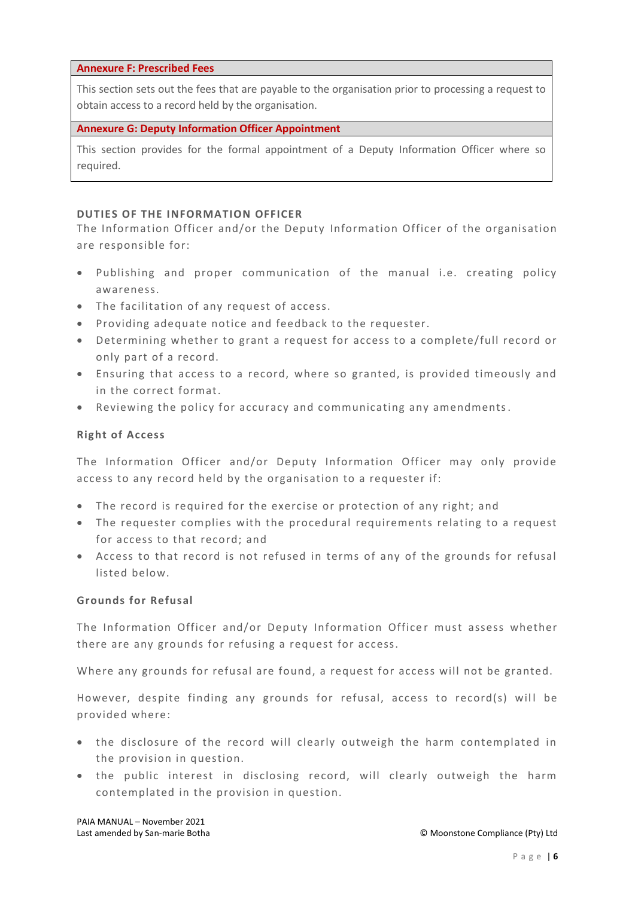| Annexure F: Prescribed Fees |
| --- |
| This section sets out the fees that are payable to the organisation prior to processing a request to obtain access to a record held by the organisation. |
| **Annexure G: Deputy Information Officer Appointment** |
| This section provides for the formal appointment of a Deputy Information Officer where so required. |

## DUTIES OF THE INFORMATION OFFICER

The Information Officer and/or the Deputy Information Officer of the organisation are responsible for:

- Publishing and proper communication of the manual i.e. creating policy awareness.
- The facilitation of any request of access.
- Providing adequate notice and feedback to the requester.
- Determining whether to grant a request for access to a complete/full record or only part of a record.
- Ensuring that access to a record, where so granted, is provided timeously and in the correct format.
- Reviewing the policy for accuracy and communicating any amendments.

### Right of Access

The Information Officer and/or Deputy Information Officer may only provide access to any record held by the organisation to a requester if:

- The record is required for the exercise or protection of any right; and
- The requester complies with the procedural requirements relating to a request for access to that record; and
- Access to that record is not refused in terms of any of the grounds for refusal listed below.

### Grounds for Refusal

The Information Officer and/or Deputy Information Officer must assess whether there are any grounds for refusing a request for access.

Where any grounds for refusal are found, a request for access will not be granted.

However, despite finding any grounds for refusal, access to record(s) will be provided where:

- the disclosure of the record will clearly outweigh the harm contemplated in the provision in question.
- the public interest in disclosing record, will clearly outweigh the harm contemplated in the provision in question.

PAIA MANUAL – November 2021
Last amended by San-marie Botha
© Moonstone Compliance (Pty) Ltd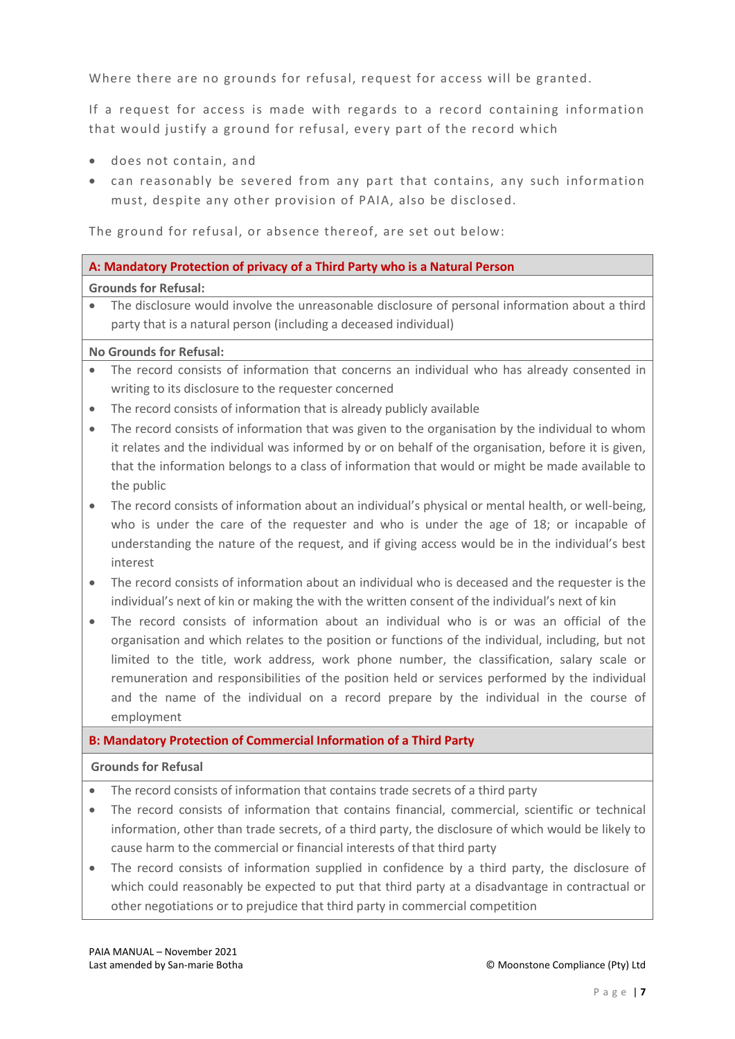Where there are no grounds for refusal, request for access will be granted.

If a request for access is made with regards to a record containing information that would justify a ground for refusal, every part of the record which

- does not contain, and
- can reasonably be severed from any part that contains, any such information must, despite any other provision of PAIA, also be disclosed.

The ground for refusal, or absence thereof, are set out below:

**A: Mandatory Protection of privacy of a Third Party who is a Natural Person**

**Grounds for Refusal:**

- The disclosure would involve the unreasonable disclosure of personal information about a third party that is a natural person (including a deceased individual)

**No Grounds for Refusal:**

- The record consists of information that concerns an individual who has already consented in writing to its disclosure to the requester concerned
- The record consists of information that is already publicly available
- The record consists of information that was given to the organisation by the individual to whom it relates and the individual was informed by or on behalf of the organisation, before it is given, that the information belongs to a class of information that would or might be made available to the public
- The record consists of information about an individual's physical or mental health, or well-being, who is under the care of the requester and who is under the age of 18; or incapable of understanding the nature of the request, and if giving access would be in the individual's best interest
- The record consists of information about an individual who is deceased and the requester is the individual's next of kin or making the with the written consent of the individual's next of kin
- The record consists of information about an individual who is or was an official of the organisation and which relates to the position or functions of the individual, including, but not limited to the title, work address, work phone number, the classification, salary scale or remuneration and responsibilities of the position held or services performed by the individual and the name of the individual on a record prepare by the individual in the course of employment

**B: Mandatory Protection of Commercial Information of a Third Party**

**Grounds for Refusal**

- The record consists of information that contains trade secrets of a third party
- The record consists of information that contains financial, commercial, scientific or technical information, other than trade secrets, of a third party, the disclosure of which would be likely to cause harm to the commercial or financial interests of that third party
- The record consists of information supplied in confidence by a third party, the disclosure of which could reasonably be expected to put that third party at a disadvantage in contractual or other negotiations or to prejudice that third party in commercial competition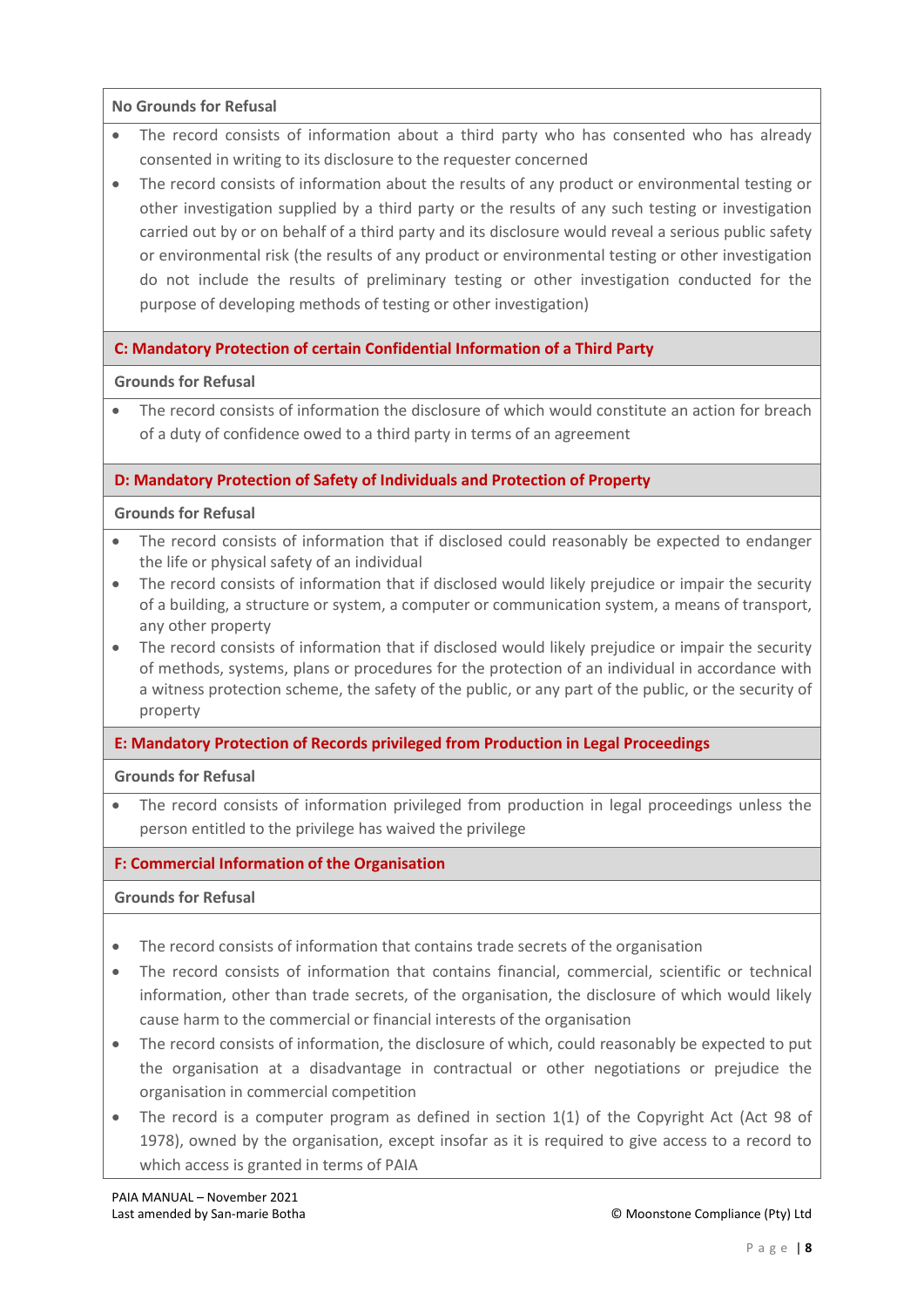**No Grounds for Refusal**

- The record consists of information about a third party who has consented who has already consented in writing to its disclosure to the requester concerned
- The record consists of information about the results of any product or environmental testing or other investigation supplied by a third party or the results of any such testing or investigation carried out by or on behalf of a third party and its disclosure would reveal a serious public safety or environmental risk (the results of any product or environmental testing or other investigation do not include the results of preliminary testing or other investigation conducted for the purpose of developing methods of testing or other investigation)

**C: Mandatory Protection of certain Confidential Information of a Third Party**

**Grounds for Refusal**

- The record consists of information the disclosure of which would constitute an action for breach of a duty of confidence owed to a third party in terms of an agreement

**D: Mandatory Protection of Safety of Individuals and Protection of Property**

**Grounds for Refusal**

- The record consists of information that if disclosed could reasonably be expected to endanger the life or physical safety of an individual
- The record consists of information that if disclosed would likely prejudice or impair the security of a building, a structure or system, a computer or communication system, a means of transport, any other property
- The record consists of information that if disclosed would likely prejudice or impair the security of methods, systems, plans or procedures for the protection of an individual in accordance with a witness protection scheme, the safety of the public, or any part of the public, or the security of property

**E: Mandatory Protection of Records privileged from Production in Legal Proceedings**

**Grounds for Refusal**

- The record consists of information privileged from production in legal proceedings unless the person entitled to the privilege has waived the privilege

**F: Commercial Information of the Organisation**

**Grounds for Refusal**

- The record consists of information that contains trade secrets of the organisation
- The record consists of information that contains financial, commercial, scientific or technical information, other than trade secrets, of the organisation, the disclosure of which would likely cause harm to the commercial or financial interests of the organisation
- The record consists of information, the disclosure of which, could reasonably be expected to put the organisation at a disadvantage in contractual or other negotiations or prejudice the organisation in commercial competition
- The record is a computer program as defined in section 1(1) of the Copyright Act (Act 98 of 1978), owned by the organisation, except insofar as it is required to give access to a record to which access is granted in terms of PAIA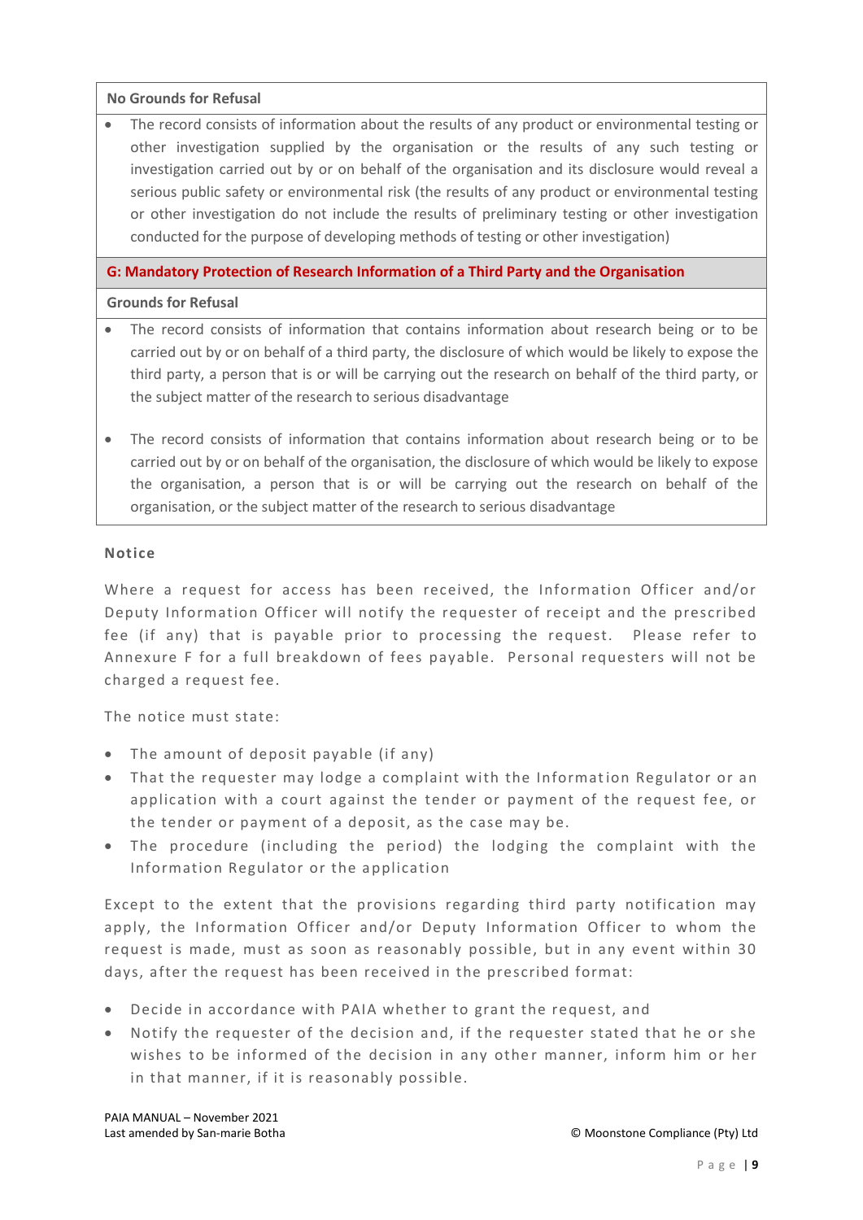| No Grounds for Refusal |
| --- |
| • The record consists of information about the results of any product or environmental testing or other investigation supplied by the organisation or the results of any such testing or investigation carried out by or on behalf of the organisation and its disclosure would reveal a serious public safety or environmental risk (the results of any product or environmental testing or other investigation do not include the results of preliminary testing or other investigation conducted for the purpose of developing methods of testing or other investigation) |
| **G: Mandatory Protection of Research Information of a Third Party and the Organisation** |
| **Grounds for Refusal** |
| • The record consists of information that contains information about research being or to be carried out by or on behalf of a third party, the disclosure of which would be likely to expose the third party, a person that is or will be carrying out the research on behalf of the third party, or the subject matter of the research to serious disadvantage<br><br>• The record consists of information that contains information about research being or to be carried out by or on behalf of the organisation, the disclosure of which would be likely to expose the organisation, a person that is or will be carrying out the research on behalf of the organisation, or the subject matter of the research to serious disadvantage |

**Notice**

Where a request for access has been received, the Information Officer and/or Deputy Information Officer will notify the requester of receipt and the prescribed fee (if any) that is payable prior to processing the request. Please refer to Annexure F for a full breakdown of fees payable. Personal requesters will not be charged a request fee.

The notice must state:

- The amount of deposit payable (if any)
- That the requester may lodge a complaint with the Information Regulator or an application with a court against the tender or payment of the request fee, or the tender or payment of a deposit, as the case may be.
- The procedure (including the period) the lodging the complaint with the Information Regulator or the application

Except to the extent that the provisions regarding third party notification may apply, the Information Officer and/or Deputy Information Officer to whom the request is made, must as soon as reasonably possible, but in any event within 30 days, after the request has been received in the prescribed format:

- Decide in accordance with PAIA whether to grant the request, and
- Notify the requester of the decision and, if the requester stated that he or she wishes to be informed of the decision in any other manner, inform him or her in that manner, if it is reasonably possible.

PAIA MANUAL – November 2021
Last amended by San-marie Botha

© Moonstone Compliance (Pty) Ltd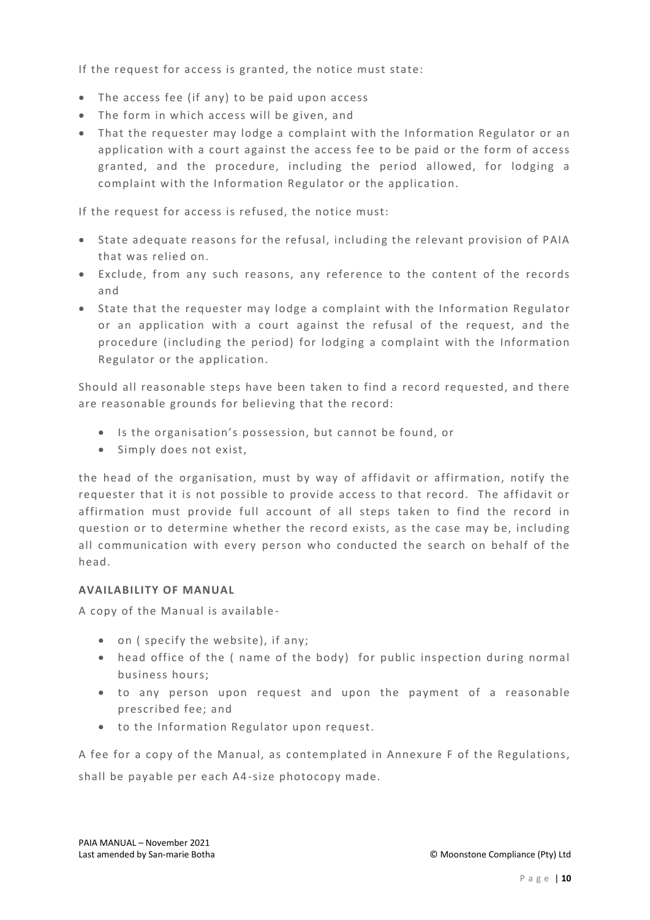If the request for access is granted, the notice must state:

- The access fee (if any) to be paid upon access
- The form in which access will be given, and
- That the requester may lodge a complaint with the Information Regulator or an application with a court against the access fee to be paid or the form of access granted, and the procedure, including the period allowed, for lodging a complaint with the Information Regulator or the application.

If the request for access is refused, the notice must:

- State adequate reasons for the refusal, including the relevant provision of PAIA that was relied on.
- Exclude, from any such reasons, any reference to the content of the records and
- State that the requester may lodge a complaint with the Information Regulator or an application with a court against the refusal of the request, and the procedure (including the period) for lodging a complaint with the Information Regulator or the application.

Should all reasonable steps have been taken to find a record requested, and there are reasonable grounds for believing that the record:

- Is the organisation's possession, but cannot be found, or
- Simply does not exist,

the head of the organisation, must by way of affidavit or affirmation, notify the requester that it is not possible to provide access to that record. The affidavit or affirmation must provide full account of all steps taken to find the record in question or to determine whether the record exists, as the case may be, including all communication with every person who conducted the search on behalf of the head.

**AVAILABILITY OF MANUAL**

A copy of the Manual is available-

- on ( specify the website), if any;
- head office of the ( name of the body) for public inspection during normal business hours;
- to any person upon request and upon the payment of a reasonable prescribed fee; and
- to the Information Regulator upon request.

A fee for a copy of the Manual, as contemplated in Annexure F of the Regulations, shall be payable per each A4-size photocopy made.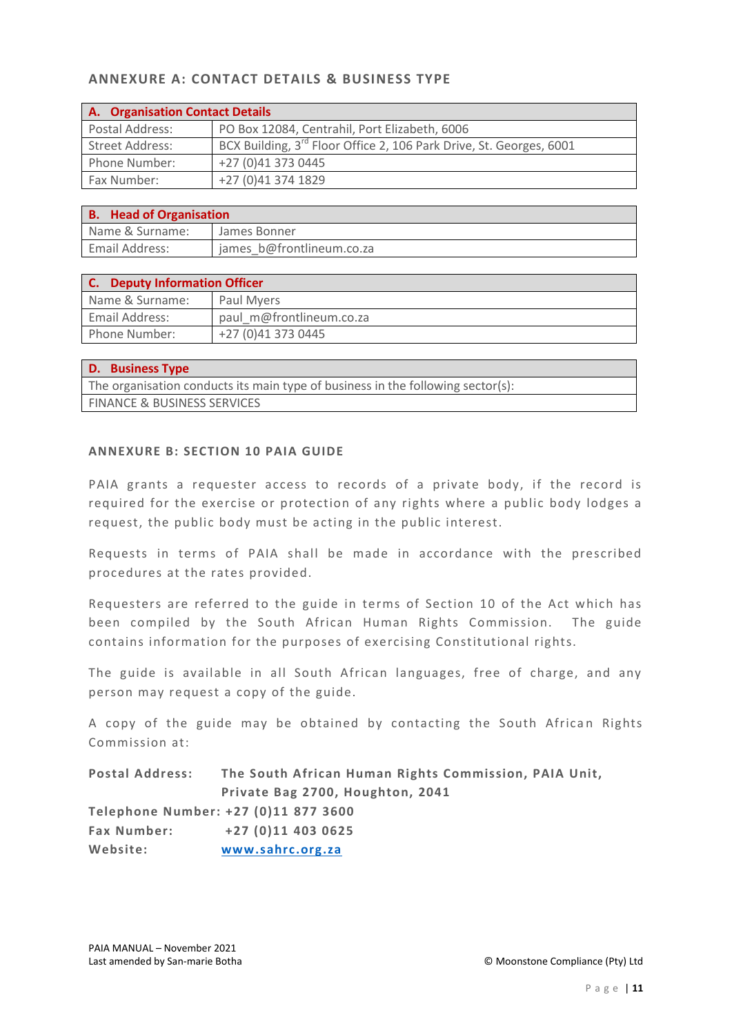## ANNEXURE A: CONTACT DETAILS & BUSINESS TYPE

| **A. Organisation Contact Details** | |
|---|---|
| Postal Address: | PO Box 12084, Centrahil, Port Elizabeth, 6006 |
| Street Address: | BCX Building, 3rd Floor Office 2, 106 Park Drive, St. Georges, 6001 |
| Phone Number: | +27 (0)41 373 0445 |
| Fax Number: | +27 (0)41 374 1829 |

| **B. Head of Organisation** | |
|---|---|
| Name & Surname: | James Bonner |
| Email Address: | james_b@frontlineum.co.za |

| **C. Deputy Information Officer** | |
|---|---|
| Name & Surname: | Paul Myers |
| Email Address: | paul_m@frontlineum.co.za |
| Phone Number: | +27 (0)41 373 0445 |

| **D. Business Type** |
|---|
| The organisation conducts its main type of business in the following sector(s): |
| FINANCE & BUSINESS SERVICES |

## ANNEXURE B: SECTION 10 PAIA GUIDE

PAIA grants a requester access to records of a private body, if the record is required for the exercise or protection of any rights where a public body lodges a request, the public body must be acting in the public interest.

Requests in terms of PAIA shall be made in accordance with the prescribed procedures at the rates provided.

Requesters are referred to the guide in terms of Section 10 of the Act which has been compiled by the South African Human Rights Commission. The guide contains information for the purposes of exercising Constitutional rights.

The guide is available in all South African languages, free of charge, and any person may request a copy of the guide.

A copy of the guide may be obtained by contacting the South African Rights Commission at:

**Postal Address:** **The South African Human Rights Commission, PAIA Unit, Private Bag 2700, Houghton, 2041**
**Telephone Number: +27 (0)11 877 3600**
**Fax Number: +27 (0)11 403 0625**
**Website: www.sahrc.org.za**

PAIA MANUAL – November 2021
Last amended by San-marie Botha

© Moonstone Compliance (Pty) Ltd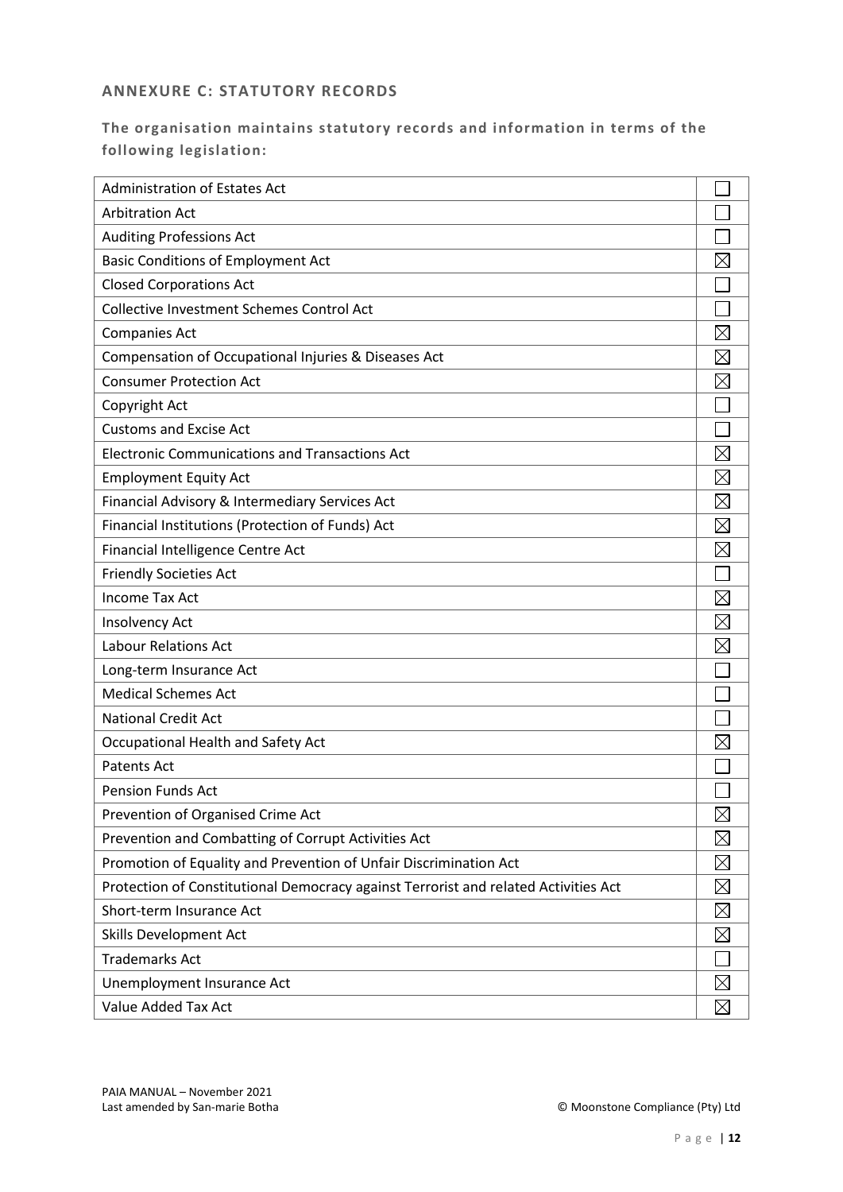## ANNEXURE C: STATUTORY RECORDS

### The organisation maintains statutory records and information in terms of the following legislation:

| Legislation | |
|---|---|
| Administration of Estates Act | ☐ |
| Arbitration Act | ☐ |
| Auditing Professions Act | ☐ |
| Basic Conditions of Employment Act | ☒ |
| Closed Corporations Act | ☐ |
| Collective Investment Schemes Control Act | ☐ |
| Companies Act | ☒ |
| Compensation of Occupational Injuries & Diseases Act | ☒ |
| Consumer Protection Act | ☒ |
| Copyright Act | ☐ |
| Customs and Excise Act | ☐ |
| Electronic Communications and Transactions Act | ☒ |
| Employment Equity Act | ☒ |
| Financial Advisory & Intermediary Services Act | ☒ |
| Financial Institutions (Protection of Funds) Act | ☒ |
| Financial Intelligence Centre Act | ☒ |
| Friendly Societies Act | ☐ |
| Income Tax Act | ☒ |
| Insolvency Act | ☒ |
| Labour Relations Act | ☒ |
| Long-term Insurance Act | ☐ |
| Medical Schemes Act | ☐ |
| National Credit Act | ☐ |
| Occupational Health and Safety Act | ☒ |
| Patents Act | ☐ |
| Pension Funds Act | ☐ |
| Prevention of Organised Crime Act | ☒ |
| Prevention and Combatting of Corrupt Activities Act | ☒ |
| Promotion of Equality and Prevention of Unfair Discrimination Act | ☒ |
| Protection of Constitutional Democracy against Terrorist and related Activities Act | ☒ |
| Short-term Insurance Act | ☒ |
| Skills Development Act | ☒ |
| Trademarks Act | ☐ |
| Unemployment Insurance Act | ☒ |
| Value Added Tax Act | ☒ |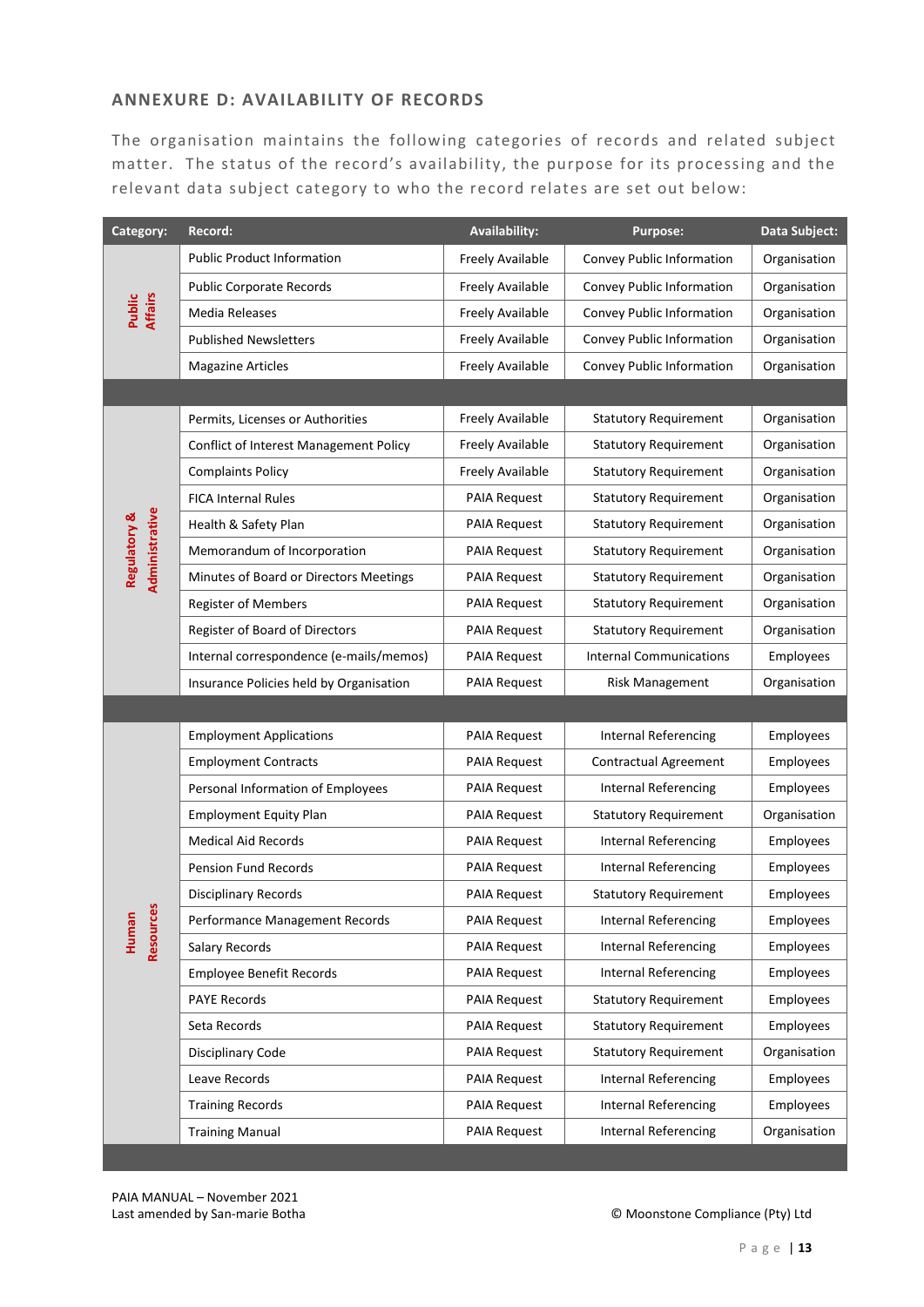## ANNEXURE D: AVAILABILITY OF RECORDS

The organisation maintains the following categories of records and related subject matter. The status of the record's availability, the purpose for its processing and the relevant data subject category to who the record relates are set out below:

| Category: | Record: | Availability: | Purpose: | Data Subject: |
|---|---|---|---|---|
| Public Affairs | Public Product Information | Freely Available | Convey Public Information | Organisation |
| | Public Corporate Records | Freely Available | Convey Public Information | Organisation |
| | Media Releases | Freely Available | Convey Public Information | Organisation |
| | Published Newsletters | Freely Available | Convey Public Information | Organisation |
| | Magazine Articles | Freely Available | Convey Public Information | Organisation |
| Regulatory & Administrative | Permits, Licenses or Authorities | Freely Available | Statutory Requirement | Organisation |
| | Conflict of Interest Management Policy | Freely Available | Statutory Requirement | Organisation |
| | Complaints Policy | Freely Available | Statutory Requirement | Organisation |
| | FICA Internal Rules | PAIA Request | Statutory Requirement | Organisation |
| | Health & Safety Plan | PAIA Request | Statutory Requirement | Organisation |
| | Memorandum of Incorporation | PAIA Request | Statutory Requirement | Organisation |
| | Minutes of Board or Directors Meetings | PAIA Request | Statutory Requirement | Organisation |
| | Register of Members | PAIA Request | Statutory Requirement | Organisation |
| | Register of Board of Directors | PAIA Request | Statutory Requirement | Organisation |
| | Internal correspondence (e-mails/memos) | PAIA Request | Internal Communications | Employees |
| | Insurance Policies held by Organisation | PAIA Request | Risk Management | Organisation |
| Human Resources | Employment Applications | PAIA Request | Internal Referencing | Employees |
| | Employment Contracts | PAIA Request | Contractual Agreement | Employees |
| | Personal Information of Employees | PAIA Request | Internal Referencing | Employees |
| | Employment Equity Plan | PAIA Request | Statutory Requirement | Organisation |
| | Medical Aid Records | PAIA Request | Internal Referencing | Employees |
| | Pension Fund Records | PAIA Request | Internal Referencing | Employees |
| | Disciplinary Records | PAIA Request | Statutory Requirement | Employees |
| | Performance Management Records | PAIA Request | Internal Referencing | Employees |
| | Salary Records | PAIA Request | Internal Referencing | Employees |
| | Employee Benefit Records | PAIA Request | Internal Referencing | Employees |
| | PAYE Records | PAIA Request | Statutory Requirement | Employees |
| | Seta Records | PAIA Request | Statutory Requirement | Employees |
| | Disciplinary Code | PAIA Request | Statutory Requirement | Organisation |
| | Leave Records | PAIA Request | Internal Referencing | Employees |
| | Training Records | PAIA Request | Internal Referencing | Employees |
| | Training Manual | PAIA Request | Internal Referencing | Organisation |

PAIA MANUAL – November 2021
Last amended by San-marie Botha

© Moonstone Compliance (Pty) Ltd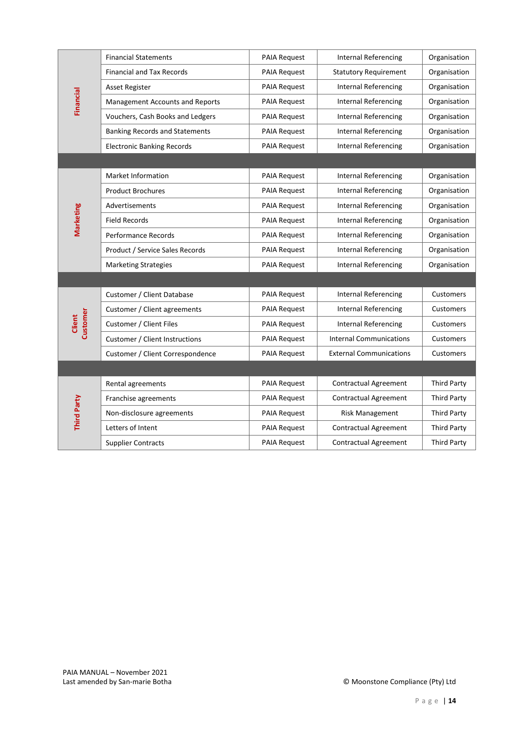| | | | | |
|---|---|---|---|---|
| Financial | Financial Statements | PAIA Request | Internal Referencing | Organisation |
| | Financial and Tax Records | PAIA Request | Statutory Requirement | Organisation |
| | Asset Register | PAIA Request | Internal Referencing | Organisation |
| | Management Accounts and Reports | PAIA Request | Internal Referencing | Organisation |
| | Vouchers, Cash Books and Ledgers | PAIA Request | Internal Referencing | Organisation |
| | Banking Records and Statements | PAIA Request | Internal Referencing | Organisation |
| | Electronic Banking Records | PAIA Request | Internal Referencing | Organisation |
| | | | | |
| Marketing | Market Information | PAIA Request | Internal Referencing | Organisation |
| | Product Brochures | PAIA Request | Internal Referencing | Organisation |
| | Advertisements | PAIA Request | Internal Referencing | Organisation |
| | Field Records | PAIA Request | Internal Referencing | Organisation |
| | Performance Records | PAIA Request | Internal Referencing | Organisation |
| | Product / Service Sales Records | PAIA Request | Internal Referencing | Organisation |
| | Marketing Strategies | PAIA Request | Internal Referencing | Organisation |
| | | | | |
| Client Customer | Customer / Client Database | PAIA Request | Internal Referencing | Customers |
| | Customer / Client agreements | PAIA Request | Internal Referencing | Customers |
| | Customer / Client Files | PAIA Request | Internal Referencing | Customers |
| | Customer / Client Instructions | PAIA Request | Internal Communications | Customers |
| | Customer / Client Correspondence | PAIA Request | External Communications | Customers |
| | | | | |
| Third Party | Rental agreements | PAIA Request | Contractual Agreement | Third Party |
| | Franchise agreements | PAIA Request | Contractual Agreement | Third Party |
| | Non-disclosure agreements | PAIA Request | Risk Management | Third Party |
| | Letters of Intent | PAIA Request | Contractual Agreement | Third Party |
| | Supplier Contracts | PAIA Request | Contractual Agreement | Third Party |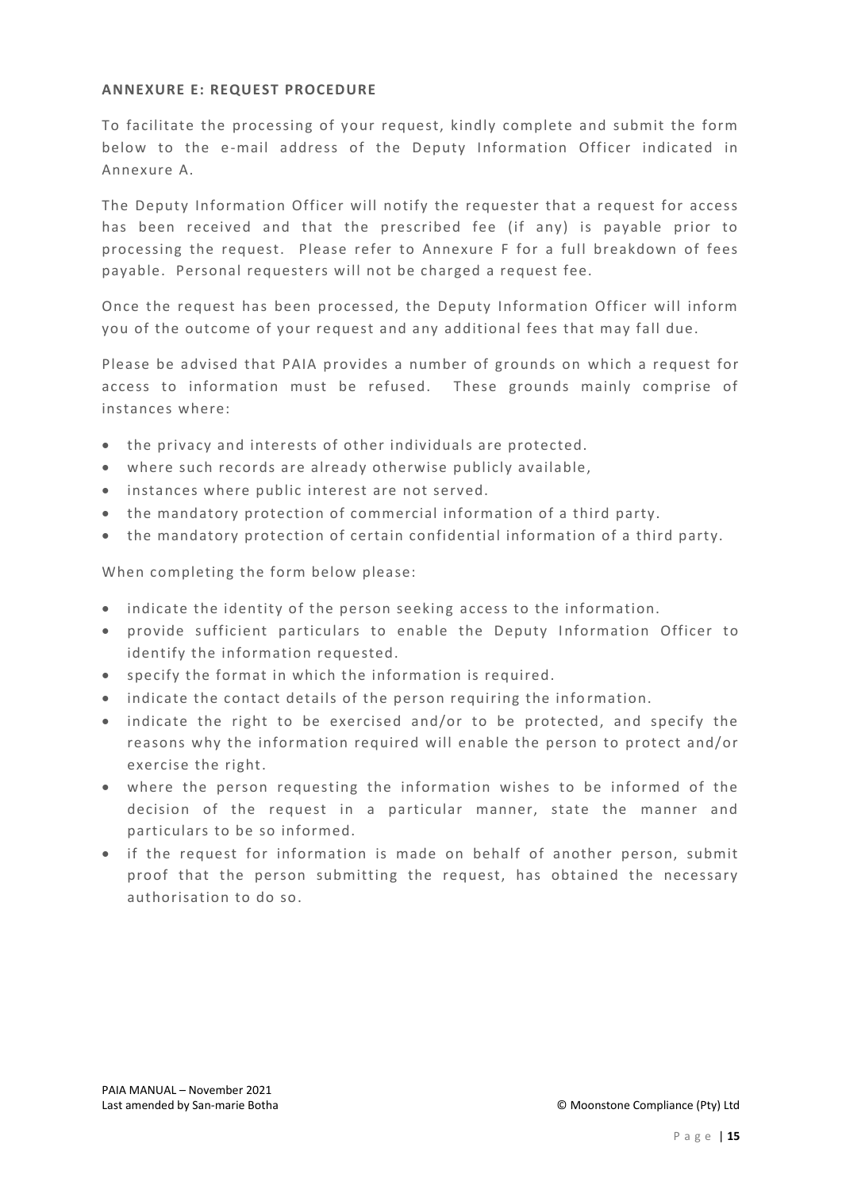**ANNEXURE E: REQUEST PROCEDURE**

To facilitate the processing of your request, kindly complete and submit the form below to the e-mail address of the Deputy Information Officer indicated in Annexure A.

The Deputy Information Officer will notify the requester that a request for access has been received and that the prescribed fee (if any) is payable prior to processing the request. Please refer to Annexure F for a full breakdown of fees payable. Personal requesters will not be charged a request fee.

Once the request has been processed, the Deputy Information Officer will inform you of the outcome of your request and any additional fees that may fall due.

Please be advised that PAIA provides a number of grounds on which a request for access to information must be refused. These grounds mainly comprise of instances where:

- the privacy and interests of other individuals are protected.
- where such records are already otherwise publicly available,
- instances where public interest are not served.
- the mandatory protection of commercial information of a third party.
- the mandatory protection of certain confidential information of a third party.

When completing the form below please:

- indicate the identity of the person seeking access to the information.
- provide sufficient particulars to enable the Deputy Information Officer to identify the information requested.
- specify the format in which the information is required.
- indicate the contact details of the person requiring the information.
- indicate the right to be exercised and/or to be protected, and specify the reasons why the information required will enable the person to protect and/or exercise the right.
- where the person requesting the information wishes to be informed of the decision of the request in a particular manner, state the manner and particulars to be so informed.
- if the request for information is made on behalf of another person, submit proof that the person submitting the request, has obtained the necessary authorisation to do so.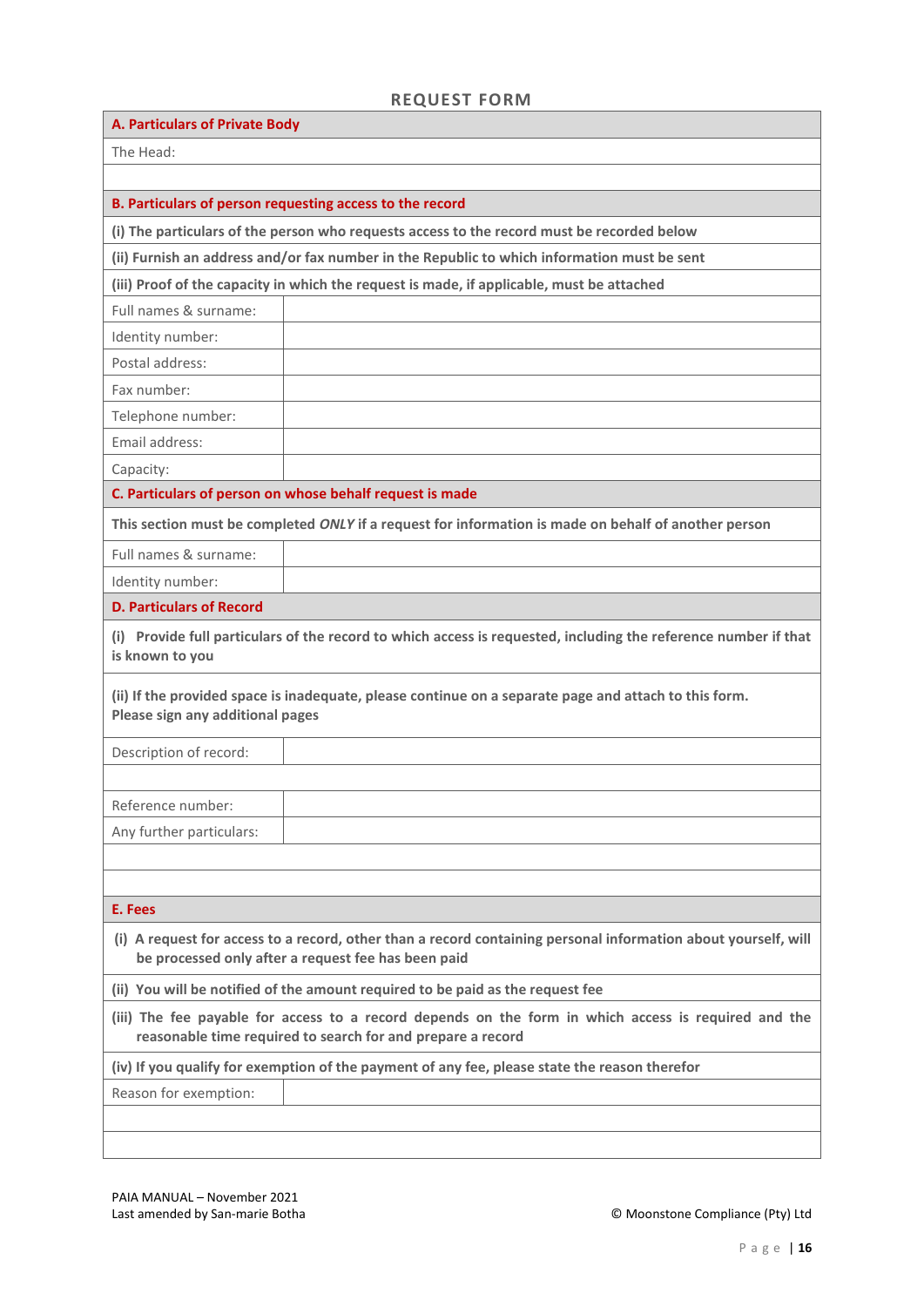## REQUEST FORM

| **A. Particulars of Private Body** | |
|---|---|
| The Head: | |
| | |
| **B. Particulars of person requesting access to the record** | |
| **(i) The particulars of the person who requests access to the record must be recorded below** | |
| **(ii) Furnish an address and/or fax number in the Republic to which information must be sent** | |
| **(iii) Proof of the capacity in which the request is made, if applicable, must be attached** | |
| Full names & surname: | |
| Identity number: | |
| Postal address: | |
| Fax number: | |
| Telephone number: | |
| Email address: | |
| Capacity: | |
| **C. Particulars of person on whose behalf request is made** | |
| **This section must be completed *ONLY* if a request for information is made on behalf of another person** | |
| Full names & surname: | |
| Identity number: | |
| **D. Particulars of Record** | |
| **(i) Provide full particulars of the record to which access is requested, including the reference number if that is known to you** | |
| **(ii) If the provided space is inadequate, please continue on a separate page and attach to this form. Please sign any additional pages** | |
| Description of record: | |
| | |
| Reference number: | |
| Any further particulars: | |
| | |
| | |
| **E. Fees** | |
| **(i) A request for access to a record, other than a record containing personal information about yourself, will be processed only after a request fee has been paid** | |
| **(ii) You will be notified of the amount required to be paid as the request fee** | |
| **(iii) The fee payable for access to a record depends on the form in which access is required and the reasonable time required to search for and prepare a record** | |
| **(iv) If you qualify for exemption of the payment of any fee, please state the reason therefor** | |
| Reason for exemption: | |
| | |
| | |

PAIA MANUAL – November 2021
Last amended by San-marie Botha

© Moonstone Compliance (Pty) Ltd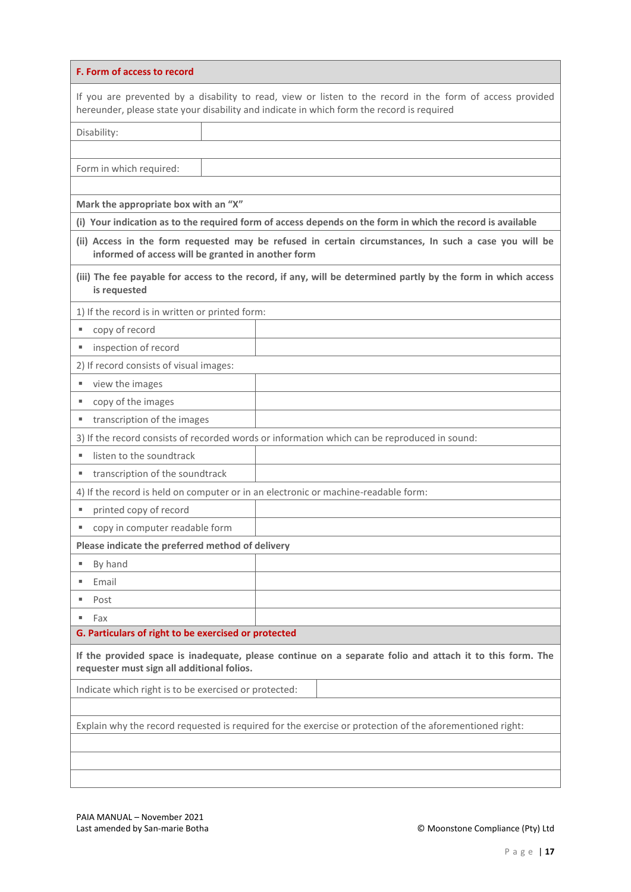## F. Form of access to record

If you are prevented by a disability to read, view or listen to the record in the form of access provided hereunder, please state your disability and indicate in which form the record is required

| Disability: | |
|---|---|
| | |
| Form in which required: | |
| | |

**Mark the appropriate box with an "X"**

**(i) Your indication as to the required form of access depends on the form in which the record is available**

**(ii) Access in the form requested may be refused in certain circumstances, In such a case you will be informed of access will be granted in another form**

**(iii) The fee payable for access to the record, if any, will be determined partly by the form in which access is requested**

| | |
|---|---|
| 1) If the record is in written or printed form: | |
| ▪ copy of record | |
| ▪ inspection of record | |
| 2) If record consists of visual images: | |
| ▪ view the images | |
| ▪ copy of the images | |
| ▪ transcription of the images | |
| 3) If the record consists of recorded words or information which can be reproduced in sound: | |
| ▪ listen to the soundtrack | |
| ▪ transcription of the soundtrack | |
| 4) If the record is held on computer or in an electronic or machine-readable form: | |
| ▪ printed copy of record | |
| ▪ copy in computer readable form | |
| **Please indicate the preferred method of delivery** | |
| ▪ By hand | |
| ▪ Email | |
| ▪ Post | |
| ▪ Fax | |

## G. Particulars of right to be exercised or protected

**If the provided space is inadequate, please continue on a separate folio and attach it to this form. The requester must sign all additional folios.**

| Indicate which right is to be exercised or protected: | |
|---|---|
| | |

Explain why the record requested is required for the exercise or protection of the aforementioned right:

| |
|---|
| |
| |
| |

PAIA MANUAL – November 2021
Last amended by San-marie Botha

© Moonstone Compliance (Pty) Ltd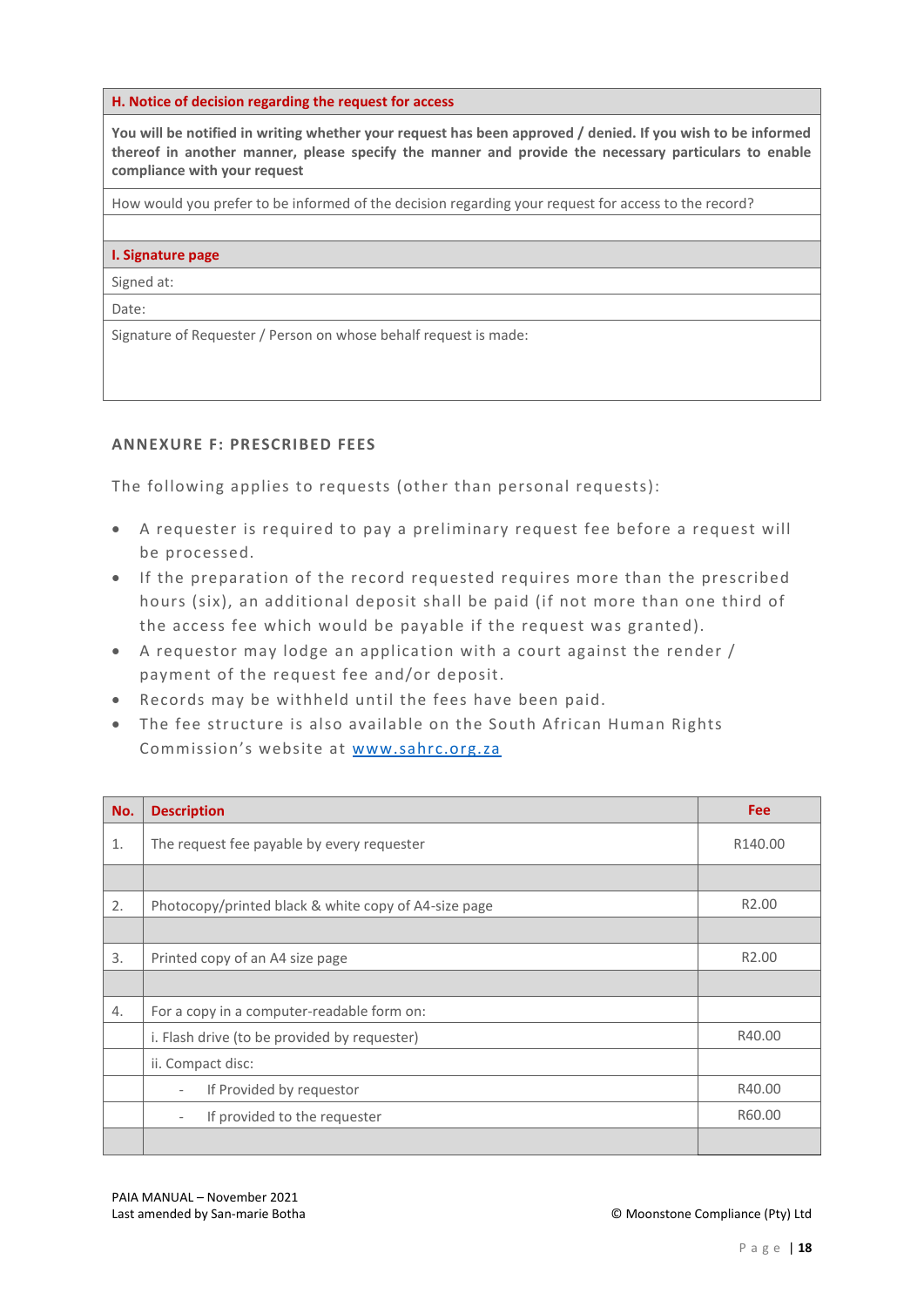| H. Notice of decision regarding the request for access |
| --- |
| **You will be notified in writing whether your request has been approved / denied. If you wish to be informed thereof in another manner, please specify the manner and provide the necessary particulars to enable compliance with your request** |
| How would you prefer to be informed of the decision regarding your request for access to the record? |
| |

| I. Signature page |
| --- |
| Signed at: |
| Date: |
| Signature of Requester / Person on whose behalf request is made: |

## ANNEXURE F: PRESCRIBED FEES

The following applies to requests (other than personal requests):

- A requester is required to pay a preliminary request fee before a request will be processed.
- If the preparation of the record requested requires more than the prescribed hours (six), an additional deposit shall be paid (if not more than one third of the access fee which would be payable if the request was granted).
- A requestor may lodge an application with a court against the render / payment of the request fee and/or deposit.
- Records may be withheld until the fees have been paid.
- The fee structure is also available on the South African Human Rights Commission's website at www.sahrc.org.za

| No. | Description | Fee |
| --- | --- | --- |
| 1. | The request fee payable by every requester | R140.00 |
| | | |
| 2. | Photocopy/printed black & white copy of A4-size page | R2.00 |
| | | |
| 3. | Printed copy of an A4 size page | R2.00 |
| | | |
| 4. | For a copy in a computer-readable form on: | |
| | i. Flash drive (to be provided by requester) | R40.00 |
| | ii. Compact disc: | |
| | - If Provided by requestor | R40.00 |
| | - If provided to the requester | R60.00 |
| | | |

PAIA MANUAL – November 2021
Last amended by San-marie Botha

© Moonstone Compliance (Pty) Ltd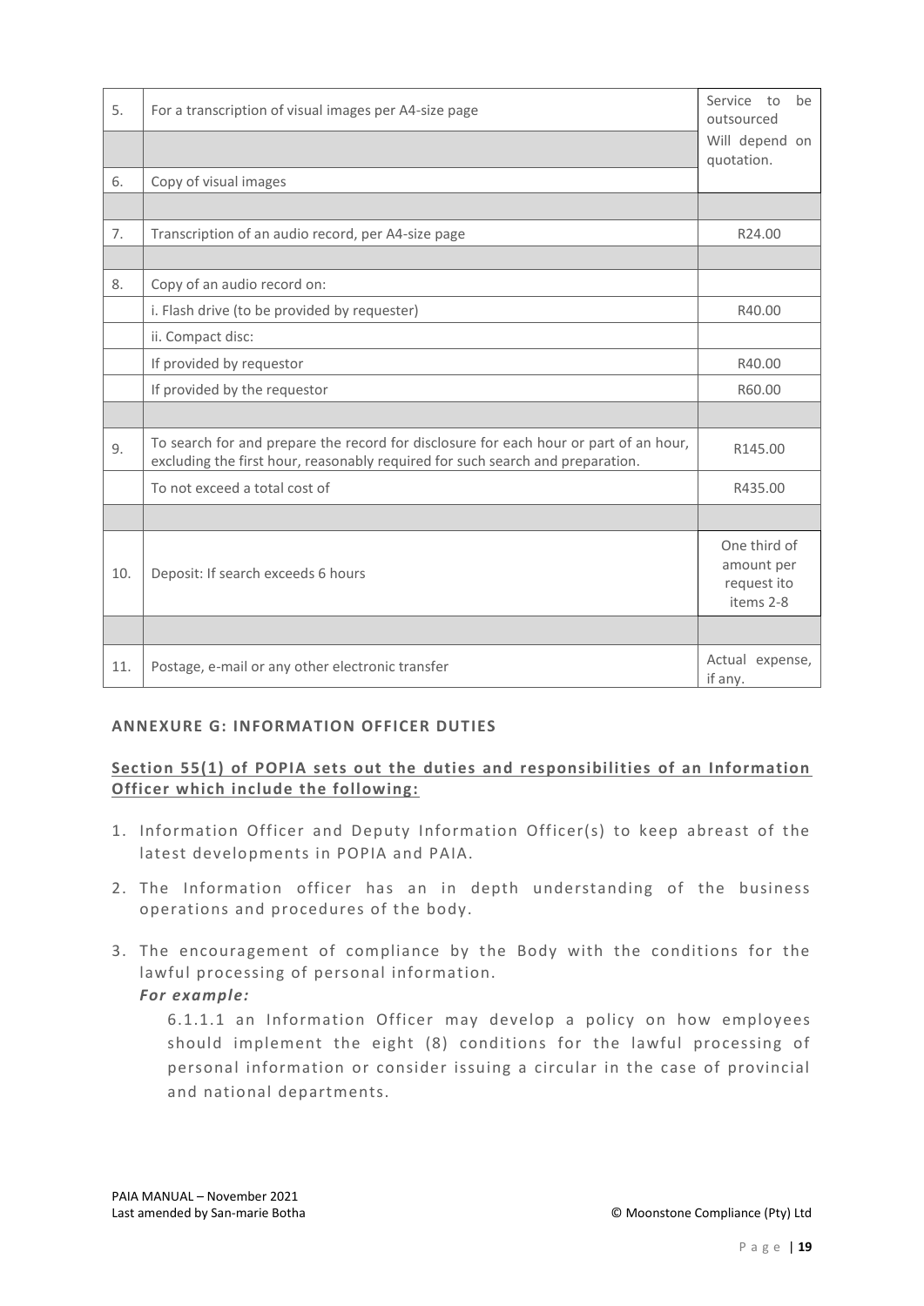| | | |
|---|---|---|
| 5. | For a transcription of visual images per A4-size page | Service to be outsourced |
| | | Will depend on quotation. |
| 6. | Copy of visual images | |
| | | |
| 7. | Transcription of an audio record, per A4-size page | R24.00 |
| | | |
| 8. | Copy of an audio record on: | |
| | i. Flash drive (to be provided by requester) | R40.00 |
| | ii. Compact disc: | |
| | If provided by requestor | R40.00 |
| | If provided by the requestor | R60.00 |
| | | |
| 9. | To search for and prepare the record for disclosure for each hour or part of an hour, excluding the first hour, reasonably required for such search and preparation. | R145.00 |
| | To not exceed a total cost of | R435.00 |
| | | |
| 10. | Deposit: If search exceeds 6 hours | One third of amount per request ito items 2-8 |
| | | |
| 11. | Postage, e-mail or any other electronic transfer | Actual expense, if any. |

## ANNEXURE G: INFORMATION OFFICER DUTIES

**Section 55(1) of POPIA sets out the duties and responsibilities of an Information Officer which include the following:**

1. Information Officer and Deputy Information Officer(s) to keep abreast of the latest developments in POPIA and PAIA.
2. The Information officer has an in depth understanding of the business operations and procedures of the body.
3. The encouragement of compliance by the Body with the conditions for the lawful processing of personal information.

   ***For example:***

   6.1.1.1 an Information Officer may develop a policy on how employees should implement the eight (8) conditions for the lawful processing of personal information or consider issuing a circular in the case of provincial and national departments.

PAIA MANUAL – November 2021
Last amended by San-marie Botha

© Moonstone Compliance (Pty) Ltd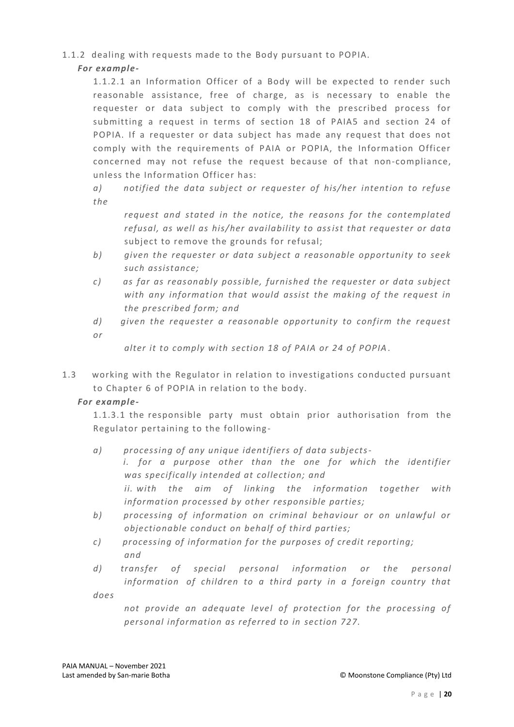1.1.2 dealing with requests made to the Body pursuant to POPIA.

***For example-***

1.1.2.1 an Information Officer of a Body will be expected to render such reasonable assistance, free of charge, as is necessary to enable the requester or data subject to comply with the prescribed process for submitting a request in terms of section 18 of PAIA5 and section 24 of POPIA. If a requester or data subject has made any request that does not comply with the requirements of PAIA or POPIA, the Information Officer concerned may not refuse the request because of that non-compliance, unless the Information Officer has:

*a) notified the data subject or requester of his/her intention to refuse the request and stated in the notice, the reasons for the contemplated refusal, as well as his/her availability to assist that requester or data* subject to remove the grounds for refusal;

*b) given the requester or data subject a reasonable opportunity to seek such assistance;*

*c) as far as reasonably possible, furnished the requester or data subject with any information that would assist the making of the request in the prescribed form; and*

*d) given the requester a reasonable opportunity to confirm the request or alter it to comply with section 18 of PAIA or 24 of POPIA.*

1.3 working with the Regulator in relation to investigations conducted pursuant to Chapter 6 of POPIA in relation to the body.

***For example-***

1.1.3.1 the responsible party must obtain prior authorisation from the Regulator pertaining to the following-

*a) processing of any unique identifiers of data subjects-*
*i. for a purpose other than the one for which the identifier was specifically intended at collection; and*
*ii. with the aim of linking the information together with information processed by other responsible parties;*

*b) processing of information on criminal behaviour or on unlawful or objectionable conduct on behalf of third parties;*

*c) processing of information for the purposes of credit reporting; and*

*d) transfer of special personal information or the personal information of children to a third party in a foreign country that does not provide an adequate level of protection for the processing of personal information as referred to in section 727.*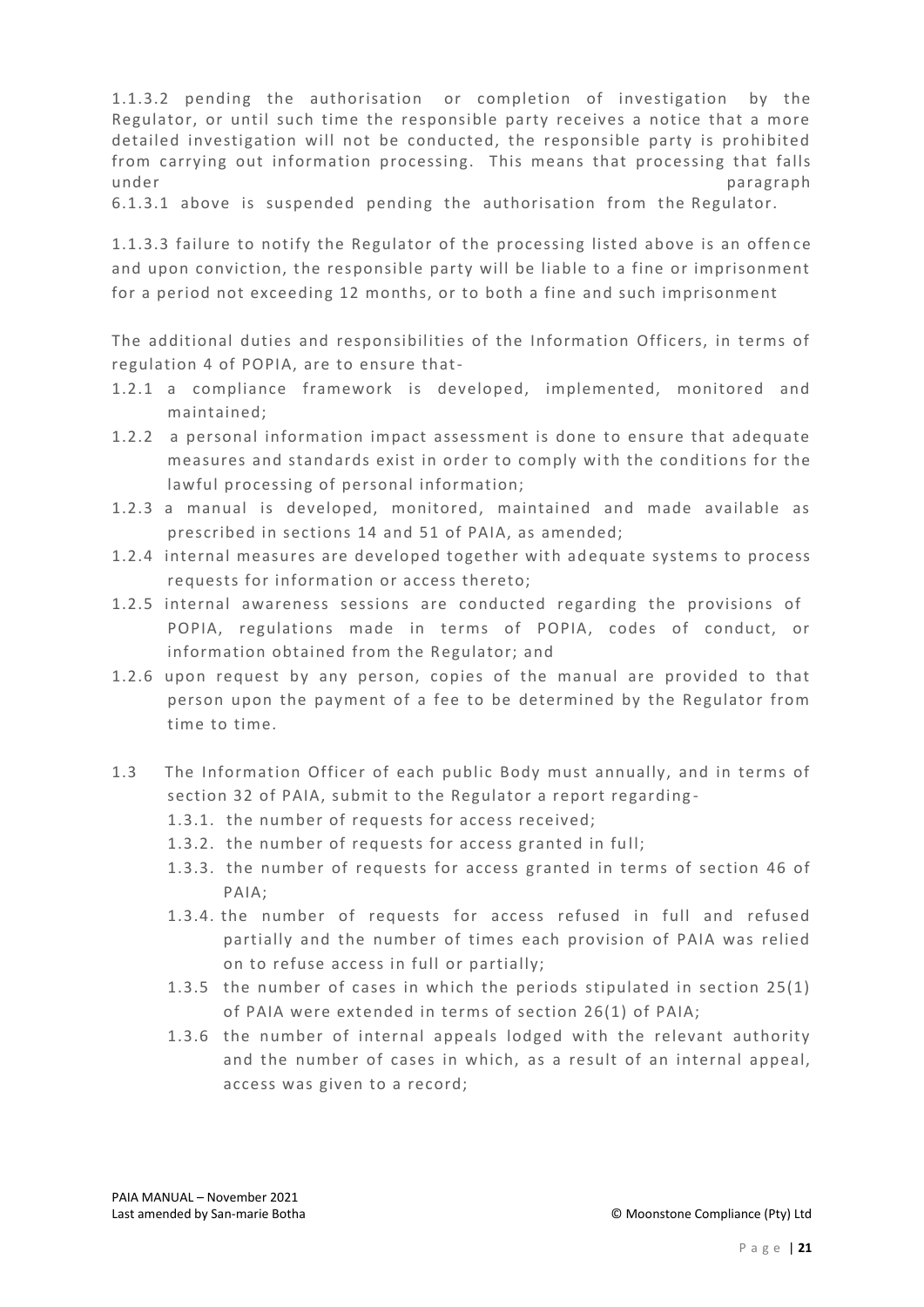1.1.3.2 pending the authorisation or completion of investigation by the Regulator, or until such time the responsible party receives a notice that a more detailed investigation will not be conducted, the responsible party is prohibited from carrying out information processing. This means that processing that falls under paragraph 6.1.3.1 above is suspended pending the authorisation from the Regulator.

1.1.3.3 failure to notify the Regulator of the processing listed above is an offence and upon conviction, the responsible party will be liable to a fine or imprisonment for a period not exceeding 12 months, or to both a fine and such imprisonment

The additional duties and responsibilities of the Information Officers, in terms of regulation 4 of POPIA, are to ensure that-

- 1.2.1 a compliance framework is developed, implemented, monitored and maintained;
- 1.2.2 a personal information impact assessment is done to ensure that adequate measures and standards exist in order to comply with the conditions for the lawful processing of personal information;
- 1.2.3 a manual is developed, monitored, maintained and made available as prescribed in sections 14 and 51 of PAIA, as amended;
- 1.2.4 internal measures are developed together with adequate systems to process requests for information or access thereto;
- 1.2.5 internal awareness sessions are conducted regarding the provisions of POPIA, regulations made in terms of POPIA, codes of conduct, or information obtained from the Regulator; and
- 1.2.6 upon request by any person, copies of the manual are provided to that person upon the payment of a fee to be determined by the Regulator from time to time.

1.3 The Information Officer of each public Body must annually, and in terms of section 32 of PAIA, submit to the Regulator a report regarding-

- 1.3.1. the number of requests for access received;
- 1.3.2. the number of requests for access granted in full;
- 1.3.3. the number of requests for access granted in terms of section 46 of PAIA;
- 1.3.4. the number of requests for access refused in full and refused partially and the number of times each provision of PAIA was relied on to refuse access in full or partially;
- 1.3.5 the number of cases in which the periods stipulated in section 25(1) of PAIA were extended in terms of section 26(1) of PAIA;
- 1.3.6 the number of internal appeals lodged with the relevant authority and the number of cases in which, as a result of an internal appeal, access was given to a record;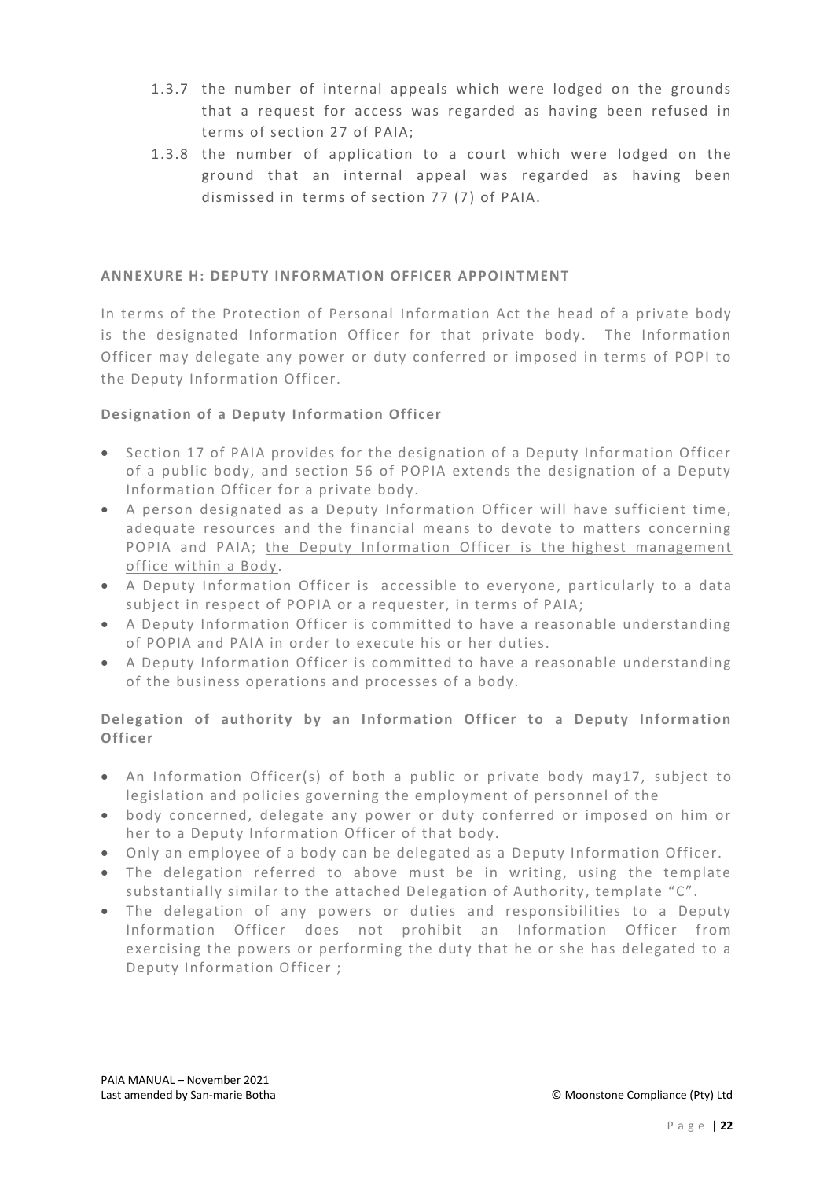1.3.7 the number of internal appeals which were lodged on the grounds that a request for access was regarded as having been refused in terms of section 27 of PAIA;

1.3.8 the number of application to a court which were lodged on the ground that an internal appeal was regarded as having been dismissed in terms of section 77 (7) of PAIA.

## ANNEXURE H: DEPUTY INFORMATION OFFICER APPOINTMENT

In terms of the Protection of Personal Information Act the head of a private body is the designated Information Officer for that private body. The Information Officer may delegate any power or duty conferred or imposed in terms of POPI to the Deputy Information Officer.

### Designation of a Deputy Information Officer

- Section 17 of PAIA provides for the designation of a Deputy Information Officer of a public body, and section 56 of POPIA extends the designation of a Deputy Information Officer for a private body.
- A person designated as a Deputy Information Officer will have sufficient time, adequate resources and the financial means to devote to matters concerning POPIA and PAIA; <u>the Deputy Information Officer is the highest management office within a Body</u>.
- <u>A Deputy Information Officer is accessible to everyone</u>, particularly to a data subject in respect of POPIA or a requester, in terms of PAIA;
- A Deputy Information Officer is committed to have a reasonable understanding of POPIA and PAIA in order to execute his or her duties.
- A Deputy Information Officer is committed to have a reasonable understanding of the business operations and processes of a body.

### Delegation of authority by an Information Officer to a Deputy Information Officer

- An Information Officer(s) of both a public or private body may17, subject to legislation and policies governing the employment of personnel of the
- body concerned, delegate any power or duty conferred or imposed on him or her to a Deputy Information Officer of that body.
- Only an employee of a body can be delegated as a Deputy Information Officer.
- The delegation referred to above must be in writing, using the template substantially similar to the attached Delegation of Authority, template "C".
- The delegation of any powers or duties and responsibilities to a Deputy Information Officer does not prohibit an Information Officer from exercising the powers or performing the duty that he or she has delegated to a Deputy Information Officer ;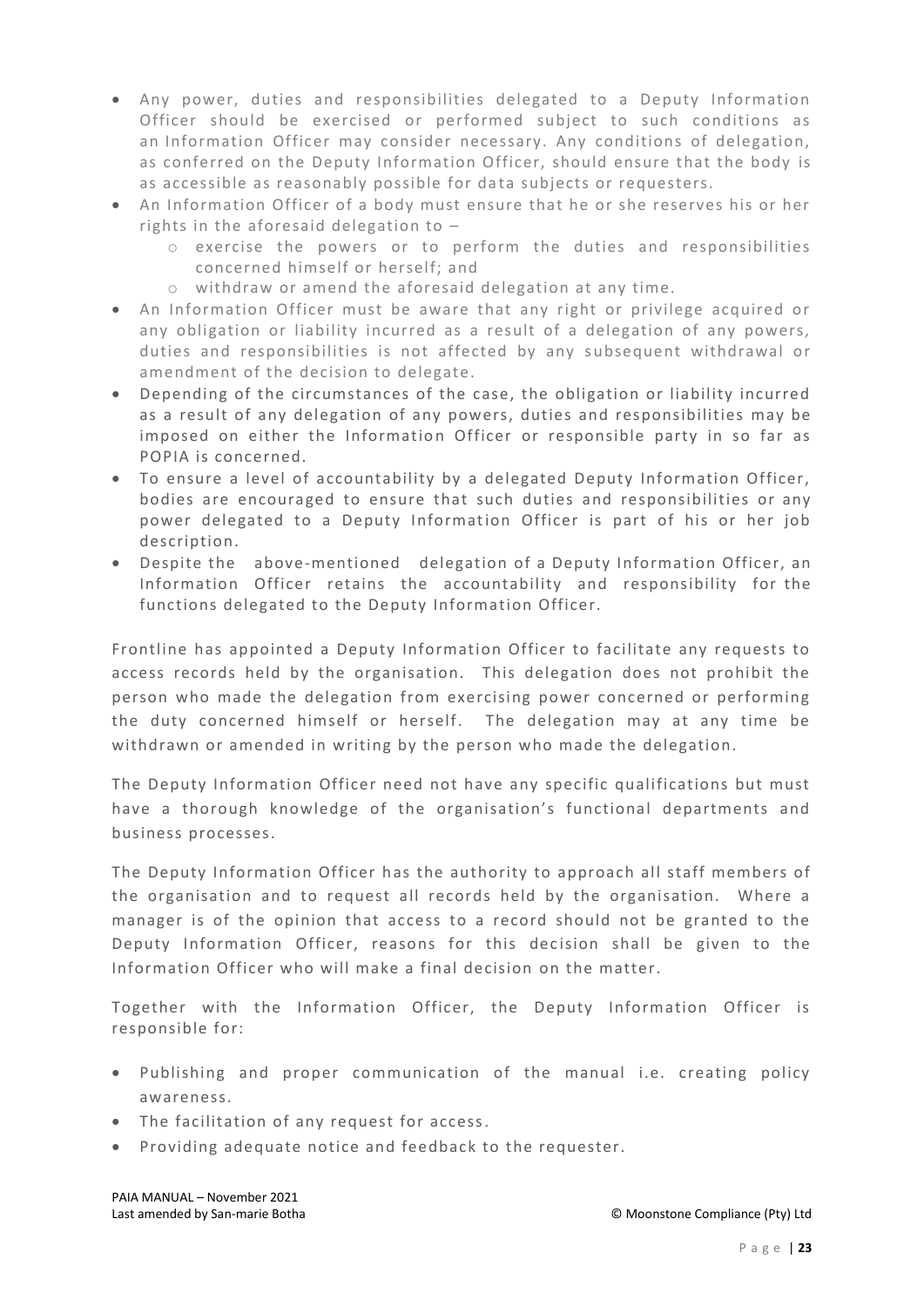- Any power, duties and responsibilities delegated to a Deputy Information Officer should be exercised or performed subject to such conditions as an Information Officer may consider necessary. Any conditions of delegation, as conferred on the Deputy Information Officer, should ensure that the body is as accessible as reasonably possible for data subjects or requesters.
- An Information Officer of a body must ensure that he or she reserves his or her rights in the aforesaid delegation to –
  - exercise the powers or to perform the duties and responsibilities concerned himself or herself; and
  - withdraw or amend the aforesaid delegation at any time.
- An Information Officer must be aware that any right or privilege acquired or any obligation or liability incurred as a result of a delegation of any powers, duties and responsibilities is not affected by any subsequent withdrawal or amendment of the decision to delegate.
- Depending of the circumstances of the case, the obligation or liability incurred as a result of any delegation of any powers, duties and responsibilities may be imposed on either the Information Officer or responsible party in so far as POPIA is concerned.
- To ensure a level of accountability by a delegated Deputy Information Officer, bodies are encouraged to ensure that such duties and responsibilities or any power delegated to a Deputy Information Officer is part of his or her job description.
- Despite the above-mentioned delegation of a Deputy Information Officer, an Information Officer retains the accountability and responsibility for the functions delegated to the Deputy Information Officer.

Frontline has appointed a Deputy Information Officer to facilitate any requests to access records held by the organisation. This delegation does not prohibit the person who made the delegation from exercising power concerned or performing the duty concerned himself or herself. The delegation may at any time be withdrawn or amended in writing by the person who made the delegation.

The Deputy Information Officer need not have any specific qualifications but must have a thorough knowledge of the organisation's functional departments and business processes.

The Deputy Information Officer has the authority to approach all staff members of the organisation and to request all records held by the organisation. Where a manager is of the opinion that access to a record should not be granted to the Deputy Information Officer, reasons for this decision shall be given to the Information Officer who will make a final decision on the matter.

Together with the Information Officer, the Deputy Information Officer is responsible for:

- Publishing and proper communication of the manual i.e. creating policy awareness.
- The facilitation of any request for access.
- Providing adequate notice and feedback to the requester.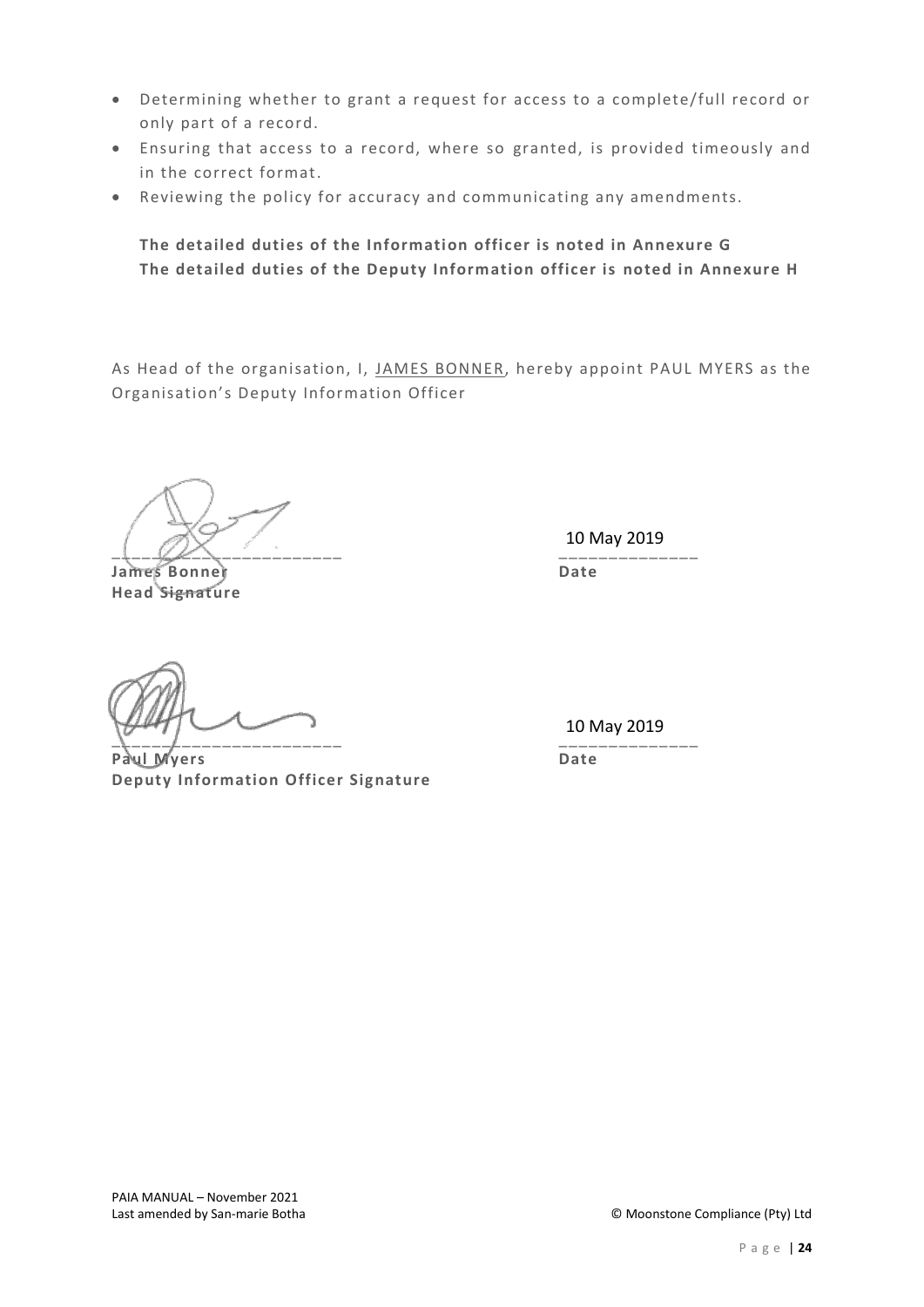- Determining whether to grant a request for access to a complete/full record or only part of a record.
- Ensuring that access to a record, where so granted, is provided timeously and in the correct format.
- Reviewing the policy for accuracy and communicating any amendments.

**The detailed duties of the Information officer is noted in Annexure G**
**The detailed duties of the Deputy Information officer is noted in Annexure H**

As Head of the organisation, I, JAMES BONNER, hereby appoint PAUL MYERS as the Organisation's Deputy Information Officer

______________________ 10 May 2019
**James Bonner** **Date**
**Head Signature**

______________________ 10 May 2019
**Paul Myers** **Date**
**Deputy Information Officer Signature**